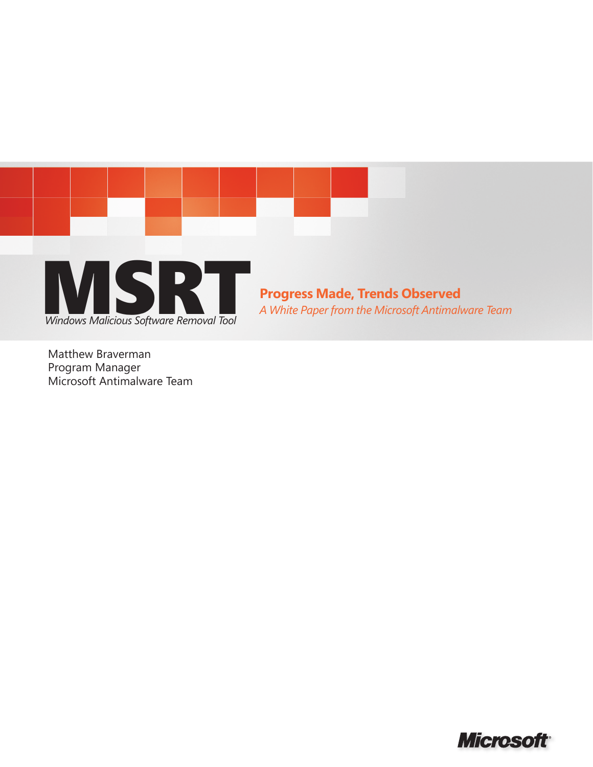# MSRT

*Windows Malicious Software Removal Tool*

## Progress Made, Trends Observed

*A White Paper from the Microsoft Antimalware Team*

Matthew Braverman
Program Manager
Microsoft Antimalware Team

Microsoft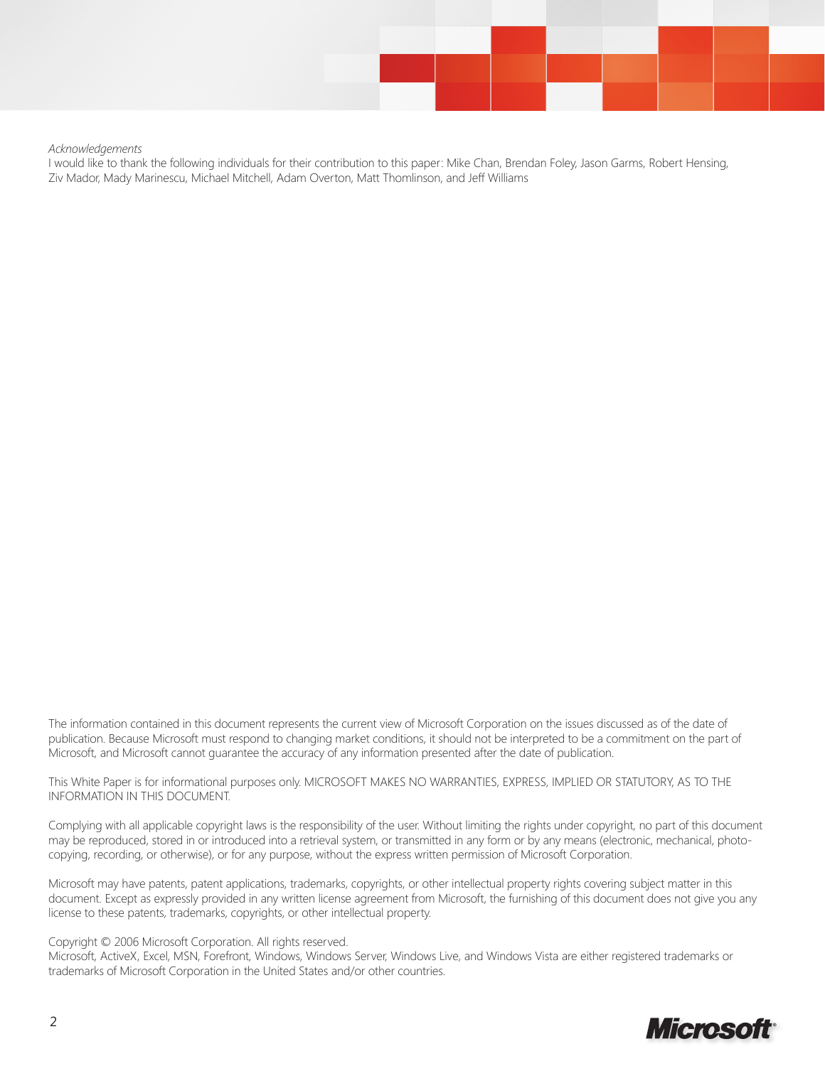*Acknowledgements*

I would like to thank the following individuals for their contribution to this paper: Mike Chan, Brendan Foley, Jason Garms, Robert Hensing, Ziv Mador, Mady Marinescu, Michael Mitchell, Adam Overton, Matt Thomlinson, and Jeff Williams

The information contained in this document represents the current view of Microsoft Corporation on the issues discussed as of the date of publication. Because Microsoft must respond to changing market conditions, it should not be interpreted to be a commitment on the part of Microsoft, and Microsoft cannot guarantee the accuracy of any information presented after the date of publication.

This White Paper is for informational purposes only. MICROSOFT MAKES NO WARRANTIES, EXPRESS, IMPLIED OR STATUTORY, AS TO THE INFORMATION IN THIS DOCUMENT.

Complying with all applicable copyright laws is the responsibility of the user. Without limiting the rights under copyright, no part of this document may be reproduced, stored in or introduced into a retrieval system, or transmitted in any form or by any means (electronic, mechanical, photocopying, recording, or otherwise), or for any purpose, without the express written permission of Microsoft Corporation.

Microsoft may have patents, patent applications, trademarks, copyrights, or other intellectual property rights covering subject matter in this document. Except as expressly provided in any written license agreement from Microsoft, the furnishing of this document does not give you any license to these patents, trademarks, copyrights, or other intellectual property.

Copyright © 2006 Microsoft Corporation. All rights reserved.
Microsoft, ActiveX, Excel, MSN, Forefront, Windows, Windows Server, Windows Live, and Windows Vista are either registered trademarks or trademarks of Microsoft Corporation in the United States and/or other countries.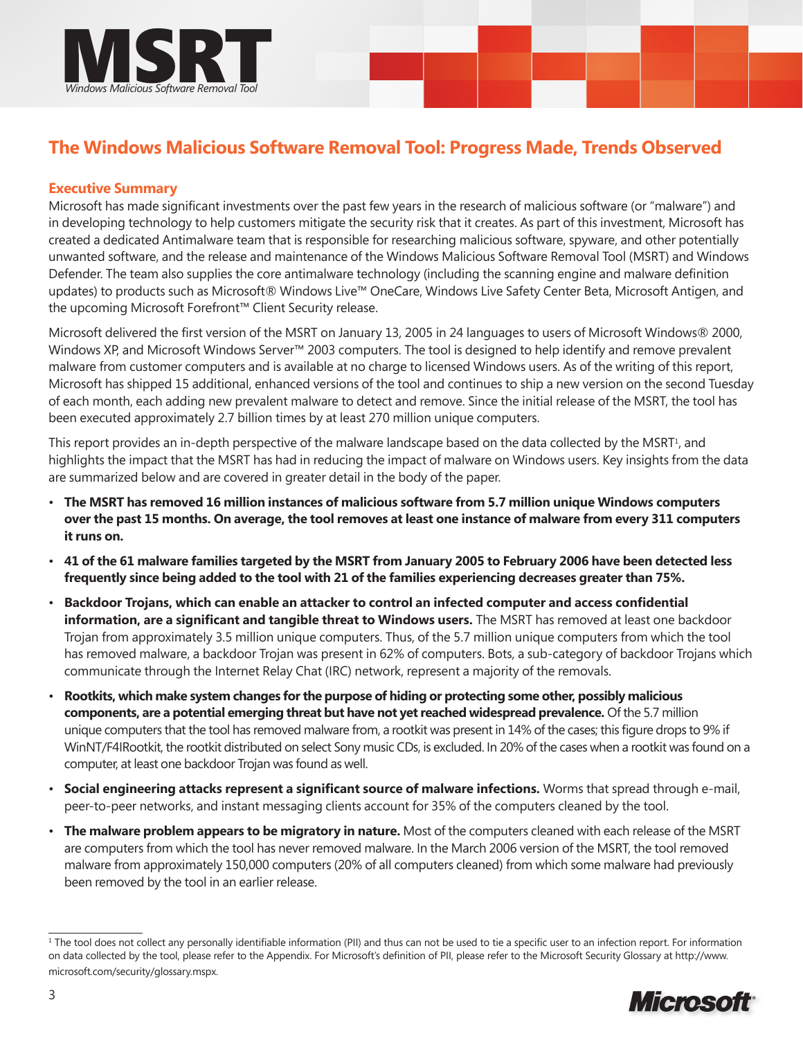# MSRT

*Windows Malicious Software Removal Tool*

## The Windows Malicious Software Removal Tool: Progress Made, Trends Observed

### Executive Summary

Microsoft has made significant investments over the past few years in the research of malicious software (or "malware") and in developing technology to help customers mitigate the security risk that it creates. As part of this investment, Microsoft has created a dedicated Antimalware team that is responsible for researching malicious software, spyware, and other potentially unwanted software, and the release and maintenance of the Windows Malicious Software Removal Tool (MSRT) and Windows Defender. The team also supplies the core antimalware technology (including the scanning engine and malware definition updates) to products such as Microsoft® Windows Live™ OneCare, Windows Live Safety Center Beta, Microsoft Antigen, and the upcoming Microsoft Forefront™ Client Security release.

Microsoft delivered the first version of the MSRT on January 13, 2005 in 24 languages to users of Microsoft Windows® 2000, Windows XP, and Microsoft Windows Server™ 2003 computers. The tool is designed to help identify and remove prevalent malware from customer computers and is available at no charge to licensed Windows users. As of the writing of this report, Microsoft has shipped 15 additional, enhanced versions of the tool and continues to ship a new version on the second Tuesday of each month, each adding new prevalent malware to detect and remove. Since the initial release of the MSRT, the tool has been executed approximately 2.7 billion times by at least 270 million unique computers.

This report provides an in-depth perspective of the malware landscape based on the data collected by the MSRT[1], and highlights the impact that the MSRT has had in reducing the impact of malware on Windows users. Key insights from the data are summarized below and are covered in greater detail in the body of the paper.

- **The MSRT has removed 16 million instances of malicious software from 5.7 million unique Windows computers over the past 15 months. On average, the tool removes at least one instance of malware from every 311 computers it runs on.**
- **41 of the 61 malware families targeted by the MSRT from January 2005 to February 2006 have been detected less frequently since being added to the tool with 21 of the families experiencing decreases greater than 75%.**
- **Backdoor Trojans, which can enable an attacker to control an infected computer and access confidential information, are a significant and tangible threat to Windows users.** The MSRT has removed at least one backdoor Trojan from approximately 3.5 million unique computers. Thus, of the 5.7 million unique computers from which the tool has removed malware, a backdoor Trojan was present in 62% of computers. Bots, a sub-category of backdoor Trojans which communicate through the Internet Relay Chat (IRC) network, represent a majority of the removals.
- **Rootkits, which make system changes for the purpose of hiding or protecting some other, possibly malicious components, are a potential emerging threat but have not yet reached widespread prevalence.** Of the 5.7 million unique computers that the tool has removed malware from, a rootkit was present in 14% of the cases; this figure drops to 9% if WinNT/F4IRootkit, the rootkit distributed on select Sony music CDs, is excluded. In 20% of the cases when a rootkit was found on a computer, at least one backdoor Trojan was found as well.
- **Social engineering attacks represent a significant source of malware infections.** Worms that spread through e-mail, peer-to-peer networks, and instant messaging clients account for 35% of the computers cleaned by the tool.
- **The malware problem appears to be migratory in nature.** Most of the computers cleaned with each release of the MSRT are computers from which the tool has never removed malware. In the March 2006 version of the MSRT, the tool removed malware from approximately 150,000 computers (20% of all computers cleaned) from which some malware had previously been removed by the tool in an earlier release.

---

[1] The tool does not collect any personally identifiable information (PII) and thus can not be used to tie a specific user to an infection report. For information on data collected by the tool, please refer to the Appendix. For Microsoft's definition of PII, please refer to the Microsoft Security Glossary at http://www.microsoft.com/security/glossary.mspx.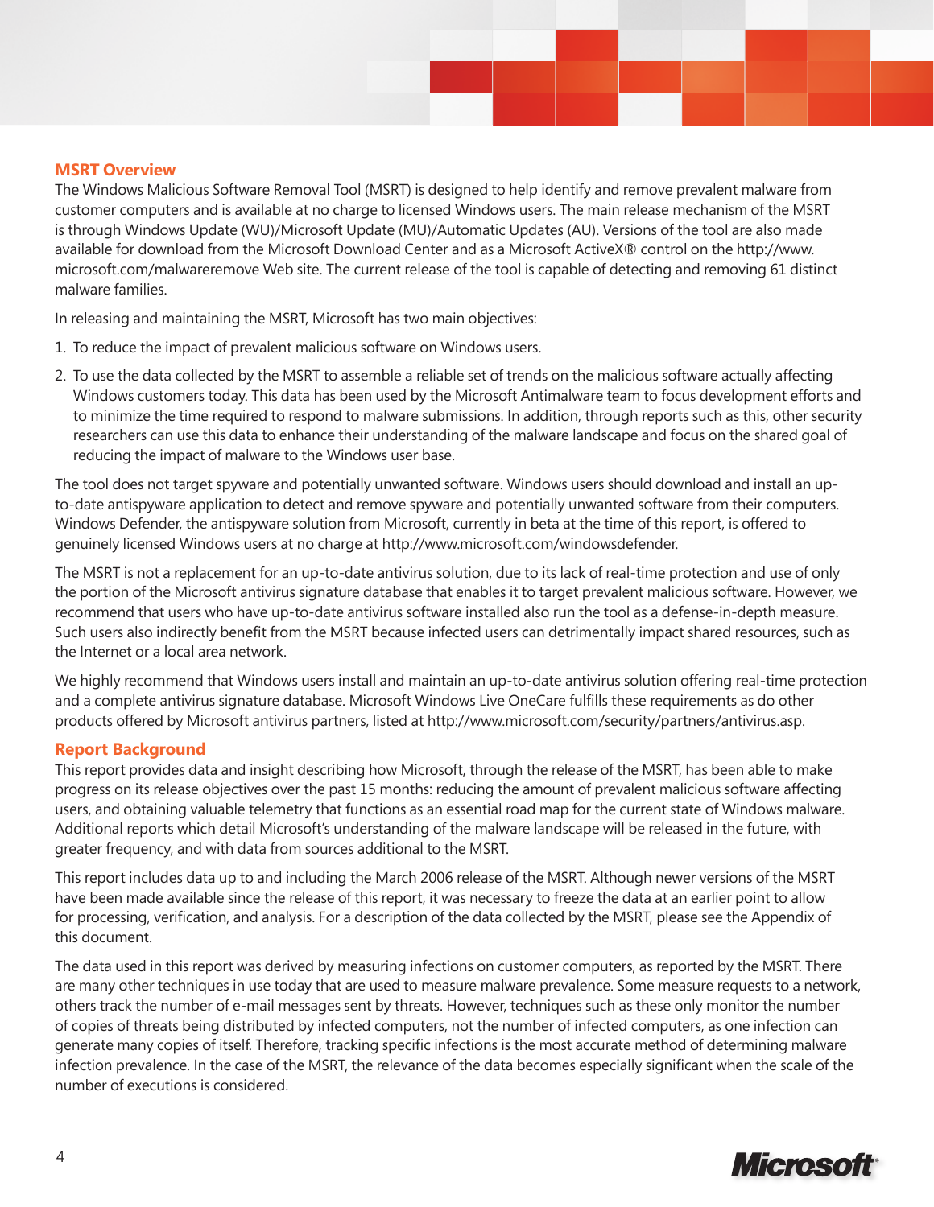## MSRT Overview

The Windows Malicious Software Removal Tool (MSRT) is designed to help identify and remove prevalent malware from customer computers and is available at no charge to licensed Windows users. The main release mechanism of the MSRT is through Windows Update (WU)/Microsoft Update (MU)/Automatic Updates (AU). Versions of the tool are also made available for download from the Microsoft Download Center and as a Microsoft ActiveX® control on the http://www.microsoft.com/malwareremove Web site. The current release of the tool is capable of detecting and removing 61 distinct malware families.

In releasing and maintaining the MSRT, Microsoft has two main objectives:

1. To reduce the impact of prevalent malicious software on Windows users.
2. To use the data collected by the MSRT to assemble a reliable set of trends on the malicious software actually affecting Windows customers today. This data has been used by the Microsoft Antimalware team to focus development efforts and to minimize the time required to respond to malware submissions. In addition, through reports such as this, other security researchers can use this data to enhance their understanding of the malware landscape and focus on the shared goal of reducing the impact of malware to the Windows user base.

The tool does not target spyware and potentially unwanted software. Windows users should download and install an up-to-date antispyware application to detect and remove spyware and potentially unwanted software from their computers. Windows Defender, the antispyware solution from Microsoft, currently in beta at the time of this report, is offered to genuinely licensed Windows users at no charge at http://www.microsoft.com/windowsdefender.

The MSRT is not a replacement for an up-to-date antivirus solution, due to its lack of real-time protection and use of only the portion of the Microsoft antivirus signature database that enables it to target prevalent malicious software. However, we recommend that users who have up-to-date antivirus software installed also run the tool as a defense-in-depth measure. Such users also indirectly benefit from the MSRT because infected users can detrimentally impact shared resources, such as the Internet or a local area network.

We highly recommend that Windows users install and maintain an up-to-date antivirus solution offering real-time protection and a complete antivirus signature database. Microsoft Windows Live OneCare fulfills these requirements as do other products offered by Microsoft antivirus partners, listed at http://www.microsoft.com/security/partners/antivirus.asp.

## Report Background

This report provides data and insight describing how Microsoft, through the release of the MSRT, has been able to make progress on its release objectives over the past 15 months: reducing the amount of prevalent malicious software affecting users, and obtaining valuable telemetry that functions as an essential road map for the current state of Windows malware. Additional reports which detail Microsoft's understanding of the malware landscape will be released in the future, with greater frequency, and with data from sources additional to the MSRT.

This report includes data up to and including the March 2006 release of the MSRT. Although newer versions of the MSRT have been made available since the release of this report, it was necessary to freeze the data at an earlier point to allow for processing, verification, and analysis. For a description of the data collected by the MSRT, please see the Appendix of this document.

The data used in this report was derived by measuring infections on customer computers, as reported by the MSRT. There are many other techniques in use today that are used to measure malware prevalence. Some measure requests to a network, others track the number of e-mail messages sent by threats. However, techniques such as these only monitor the number of copies of threats being distributed by infected computers, not the number of infected computers, as one infection can generate many copies of itself. Therefore, tracking specific infections is the most accurate method of determining malware infection prevalence. In the case of the MSRT, the relevance of the data becomes especially significant when the scale of the number of executions is considered.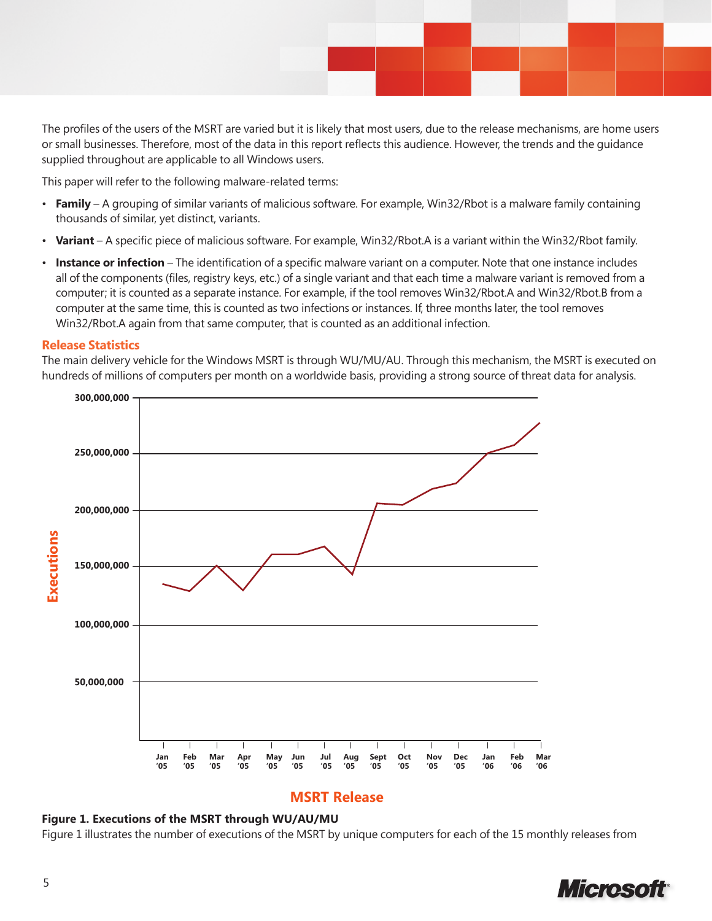The profiles of the users of the MSRT are varied but it is likely that most users, due to the release mechanisms, are home users or small businesses. Therefore, most of the data in this report reflects this audience. However, the trends and the guidance supplied throughout are applicable to all Windows users.

This paper will refer to the following malware-related terms:

- **Family** – A grouping of similar variants of malicious software. For example, Win32/Rbot is a malware family containing thousands of similar, yet distinct, variants.
- **Variant** – A specific piece of malicious software. For example, Win32/Rbot.A is a variant within the Win32/Rbot family.
- **Instance or infection** – The identification of a specific malware variant on a computer. Note that one instance includes all of the components (files, registry keys, etc.) of a single variant and that each time a malware variant is removed from a computer; it is counted as a separate instance. For example, if the tool removes Win32/Rbot.A and Win32/Rbot.B from a computer at the same time, this is counted as two infections or instances. If, three months later, the tool removes Win32/Rbot.A again from that same computer, that is counted as an additional infection.

## Release Statistics

The main delivery vehicle for the Windows MSRT is through WU/MU/AU. Through this mechanism, the MSRT is executed on hundreds of millions of computers per month on a worldwide basis, providing a strong source of threat data for analysis.

**Figure 1. Executions of the MSRT through WU/AU/MU**

Figure 1 illustrates the number of executions of the MSRT by unique computers for each of the 15 monthly releases from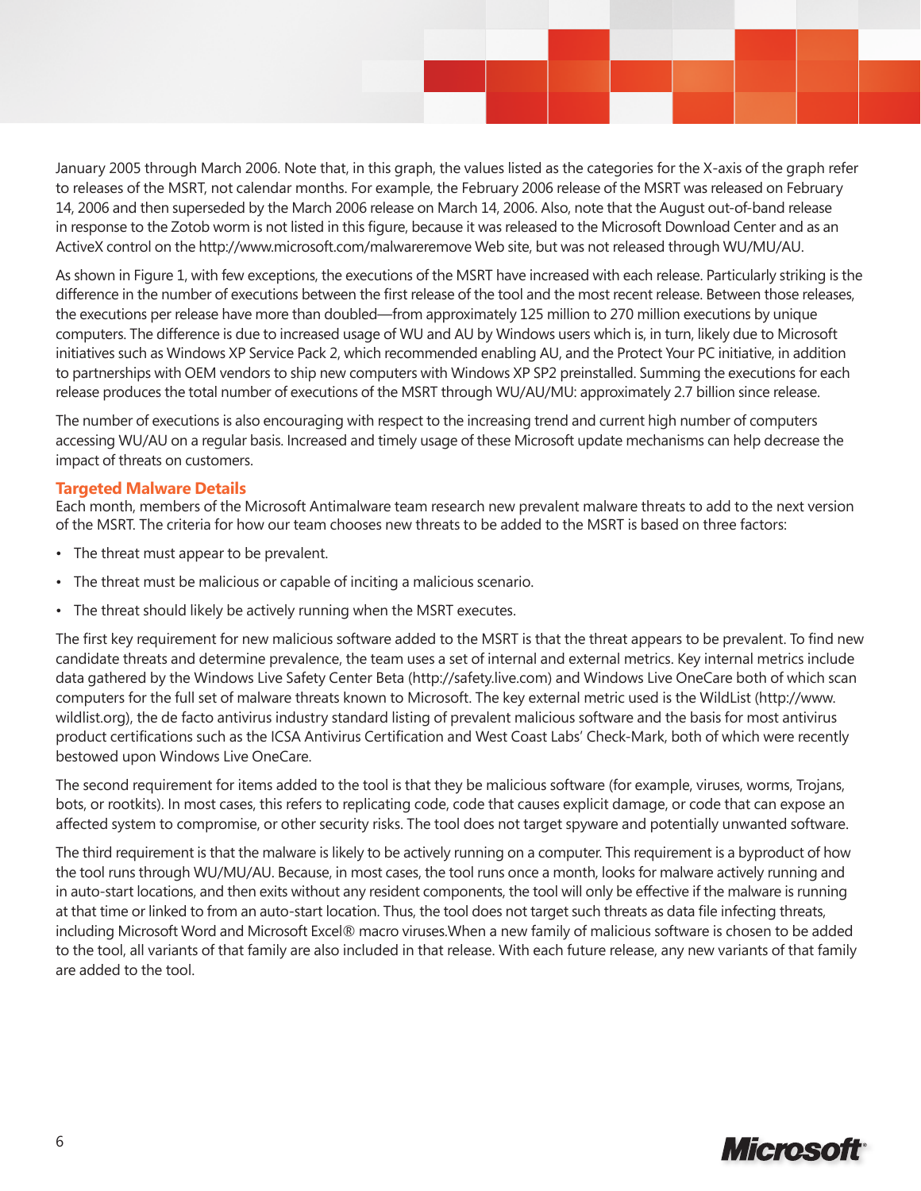January 2005 through March 2006. Note that, in this graph, the values listed as the categories for the X-axis of the graph refer to releases of the MSRT, not calendar months. For example, the February 2006 release of the MSRT was released on February 14, 2006 and then superseded by the March 2006 release on March 14, 2006. Also, note that the August out-of-band release in response to the Zotob worm is not listed in this figure, because it was released to the Microsoft Download Center and as an ActiveX control on the http://www.microsoft.com/malwareremove Web site, but was not released through WU/MU/AU.

As shown in Figure 1, with few exceptions, the executions of the MSRT have increased with each release. Particularly striking is the difference in the number of executions between the first release of the tool and the most recent release. Between those releases, the executions per release have more than doubled—from approximately 125 million to 270 million executions by unique computers. The difference is due to increased usage of WU and AU by Windows users which is, in turn, likely due to Microsoft initiatives such as Windows XP Service Pack 2, which recommended enabling AU, and the Protect Your PC initiative, in addition to partnerships with OEM vendors to ship new computers with Windows XP SP2 preinstalled. Summing the executions for each release produces the total number of executions of the MSRT through WU/AU/MU: approximately 2.7 billion since release.

The number of executions is also encouraging with respect to the increasing trend and current high number of computers accessing WU/AU on a regular basis. Increased and timely usage of these Microsoft update mechanisms can help decrease the impact of threats on customers.

## Targeted Malware Details

Each month, members of the Microsoft Antimalware team research new prevalent malware threats to add to the next version of the MSRT. The criteria for how our team chooses new threats to be added to the MSRT is based on three factors:

- The threat must appear to be prevalent.
- The threat must be malicious or capable of inciting a malicious scenario.
- The threat should likely be actively running when the MSRT executes.

The first key requirement for new malicious software added to the MSRT is that the threat appears to be prevalent. To find new candidate threats and determine prevalence, the team uses a set of internal and external metrics. Key internal metrics include data gathered by the Windows Live Safety Center Beta (http://safety.live.com) and Windows Live OneCare both of which scan computers for the full set of malware threats known to Microsoft. The key external metric used is the WildList (http://www.wildlist.org), the de facto antivirus industry standard listing of prevalent malicious software and the basis for most antivirus product certifications such as the ICSA Antivirus Certification and West Coast Labs' Check-Mark, both of which were recently bestowed upon Windows Live OneCare.

The second requirement for items added to the tool is that they be malicious software (for example, viruses, worms, Trojans, bots, or rootkits). In most cases, this refers to replicating code, code that causes explicit damage, or code that can expose an affected system to compromise, or other security risks. The tool does not target spyware and potentially unwanted software.

The third requirement is that the malware is likely to be actively running on a computer. This requirement is a byproduct of how the tool runs through WU/MU/AU. Because, in most cases, the tool runs once a month, looks for malware actively running and in auto-start locations, and then exits without any resident components, the tool will only be effective if the malware is running at that time or linked to from an auto-start location. Thus, the tool does not target such threats as data file infecting threats, including Microsoft Word and Microsoft Excel® macro viruses.When a new family of malicious software is chosen to be added to the tool, all variants of that family are also included in that release. With each future release, any new variants of that family are added to the tool.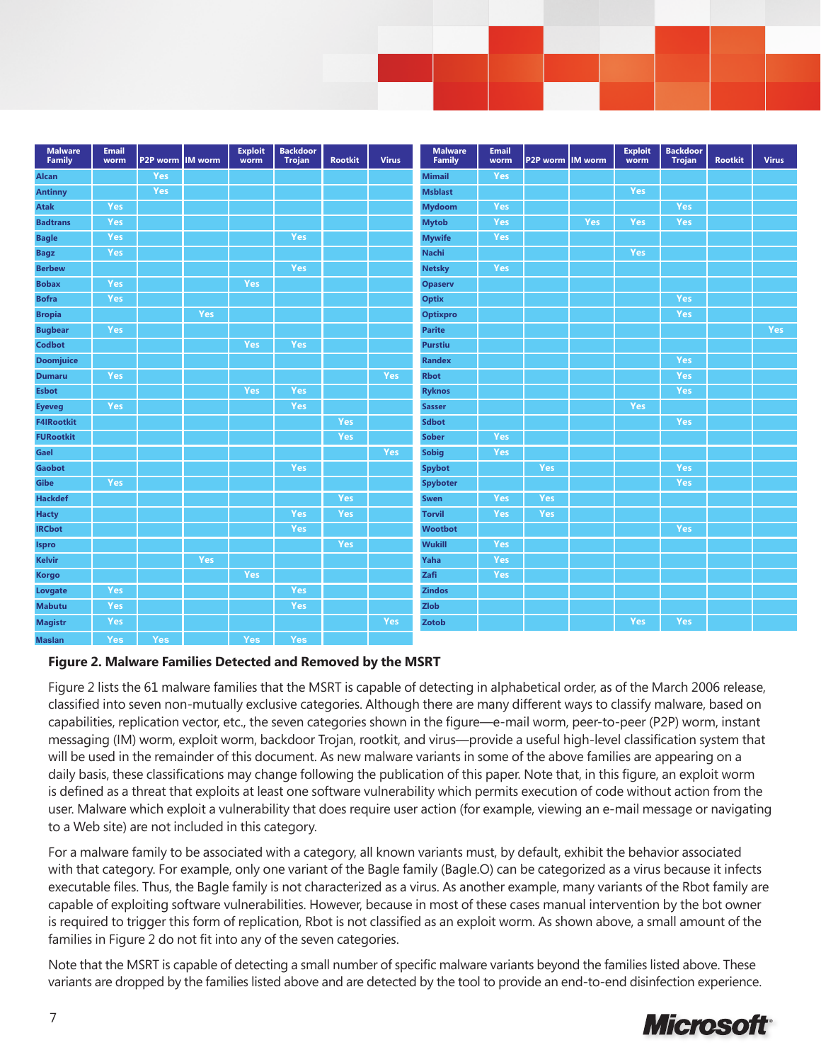| Malware Family | Email worm | P2P worm | IM worm | Exploit worm | Backdoor Trojan | Rootkit | Virus |
|---|---|---|---|---|---|---|---|
| Alcan | | Yes | | | | | |
| Antinny | | Yes | | | | | |
| Atak | Yes | | | | | | |
| Badtrans | Yes | | | | | | |
| Bagle | Yes | | | | Yes | | |
| Bagz | Yes | | | | | | |
| Berbew | | | | | Yes | | |
| Bobax | Yes | | | Yes | | | |
| Bofra | Yes | | | | | | |
| Bropia | | | Yes | | | | |
| Bugbear | Yes | | | | | | |
| Codbot | | | | Yes | Yes | | |
| Doomjuice | | | | | | | |
| Dumaru | Yes | | | | | | Yes |
| Esbot | | | | Yes | Yes | | |
| Eyeveg | Yes | | | | Yes | | |
| F4IRootkit | | | | | | Yes | |
| FURootkit | | | | | | Yes | |
| Gael | | | | | | | Yes |
| Gaobot | | | | | Yes | | |
| Gibe | Yes | | | | | | |
| Hackdef | | | | | | Yes | |
| Hacty | | | | | Yes | Yes | |
| IRCbot | | | | | Yes | | |
| Ispro | | | | | | Yes | |
| Kelvir | | | Yes | | | | |
| Korgo | | | | Yes | | | |
| Lovgate | Yes | | | | Yes | | |
| Mabutu | Yes | | | | Yes | | |
| Magistr | Yes | | | | | | Yes |
| Maslan | Yes | Yes | | Yes | Yes | | |
| Mimail | Yes | | | | | | |
| Msblast | | | | Yes | | | |
| Mydoom | Yes | | | | Yes | | |
| Mytob | Yes | | Yes | Yes | Yes | | |
| Mywife | Yes | | | | | | |
| Nachi | | | | Yes | | | |
| Netsky | Yes | | | | | | |
| Opaserv | | | | | | | |
| Optix | | | | | Yes | | |
| Optixpro | | | | | Yes | | |
| Parite | | | | | | | Yes |
| Purstiu | | | | | | | |
| Randex | | | | | Yes | | |
| Rbot | | | | | Yes | | |
| Ryknos | | | | | Yes | | |
| Sasser | | | | Yes | | | |
| Sdbot | | | | | Yes | | |
| Sober | Yes | | | | | | |
| Sobig | Yes | | | | | | |
| Spybot | | Yes | | | Yes | | |
| Spyboter | | | | | Yes | | |
| Swen | Yes | Yes | | | | | |
| Torvil | Yes | Yes | | | | | |
| Wootbot | | | | | Yes | | |
| Wukill | Yes | | | | | | |
| Yaha | Yes | | | | | | |
| Zafi | Yes | | | | | | |
| Zindos | | | | | | | |
| Zlob | | | | | | | |
| Zotob | | | | Yes | Yes | | |

**Figure 2. Malware Families Detected and Removed by the MSRT**

Figure 2 lists the 61 malware families that the MSRT is capable of detecting in alphabetical order, as of the March 2006 release, classified into seven non-mutually exclusive categories. Although there are many different ways to classify malware, based on capabilities, replication vector, etc., the seven categories shown in the figure—e-mail worm, peer-to-peer (P2P) worm, instant messaging (IM) worm, exploit worm, backdoor Trojan, rootkit, and virus—provide a useful high-level classification system that will be used in the remainder of this document. As new malware variants in some of the above families are appearing on a daily basis, these classifications may change following the publication of this paper. Note that, in this figure, an exploit worm is defined as a threat that exploits at least one software vulnerability which permits execution of code without action from the user. Malware which exploit a vulnerability that does require user action (for example, viewing an e-mail message or navigating to a Web site) are not included in this category.

For a malware family to be associated with a category, all known variants must, by default, exhibit the behavior associated with that category. For example, only one variant of the Bagle family (Bagle.O) can be categorized as a virus because it infects executable files. Thus, the Bagle family is not characterized as a virus. As another example, many variants of the Rbot family are capable of exploiting software vulnerabilities. However, because in most of these cases manual intervention by the bot owner is required to trigger this form of replication, Rbot is not classified as an exploit worm. As shown above, a small amount of the families in Figure 2 do not fit into any of the seven categories.

Note that the MSRT is capable of detecting a small number of specific malware variants beyond the families listed above. These variants are dropped by the families listed above and are detected by the tool to provide an end-to-end disinfection experience.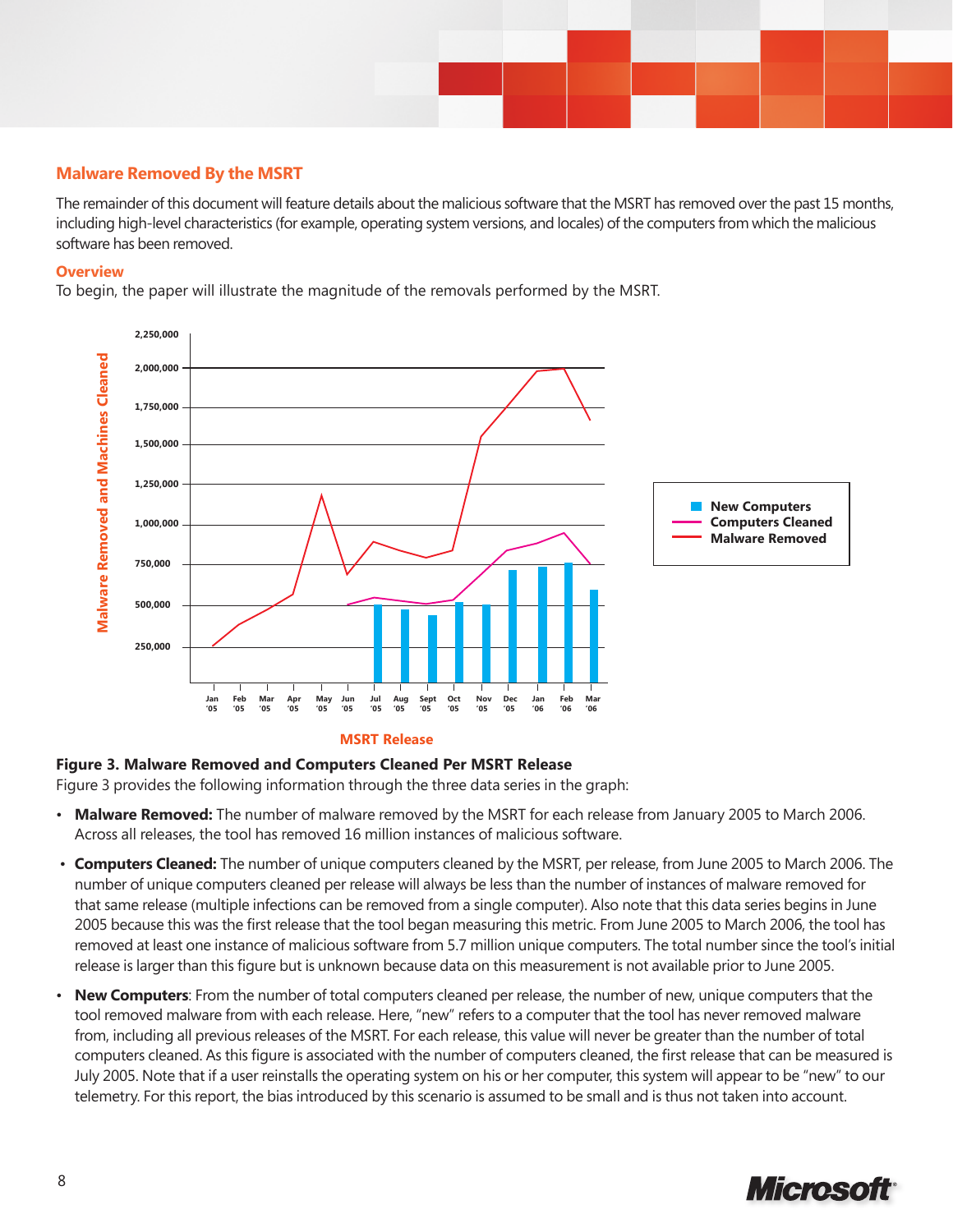## Malware Removed By the MSRT

The remainder of this document will feature details about the malicious software that the MSRT has removed over the past 15 months, including high-level characteristics (for example, operating system versions, and locales) of the computers from which the malicious software has been removed.

### Overview

To begin, the paper will illustrate the magnitude of the removals performed by the MSRT.

**Figure 3. Malware Removed and Computers Cleaned Per MSRT Release**

Figure 3 provides the following information through the three data series in the graph:

- **Malware Removed:** The number of malware removed by the MSRT for each release from January 2005 to March 2006. Across all releases, the tool has removed 16 million instances of malicious software.
- **Computers Cleaned:** The number of unique computers cleaned by the MSRT, per release, from June 2005 to March 2006. The number of unique computers cleaned per release will always be less than the number of instances of malware removed for that same release (multiple infections can be removed from a single computer). Also note that this data series begins in June 2005 because this was the first release that the tool began measuring this metric. From June 2005 to March 2006, the tool has removed at least one instance of malicious software from 5.7 million unique computers. The total number since the tool's initial release is larger than this figure but is unknown because data on this measurement is not available prior to June 2005.
- **New Computers**: From the number of total computers cleaned per release, the number of new, unique computers that the tool removed malware from with each release. Here, "new" refers to a computer that the tool has never removed malware from, including all previous releases of the MSRT. For each release, this value will never be greater than the number of total computers cleaned. As this figure is associated with the number of computers cleaned, the first release that can be measured is July 2005. Note that if a user reinstalls the operating system on his or her computer, this system will appear to be "new" to our telemetry. For this report, the bias introduced by this scenario is assumed to be small and is thus not taken into account.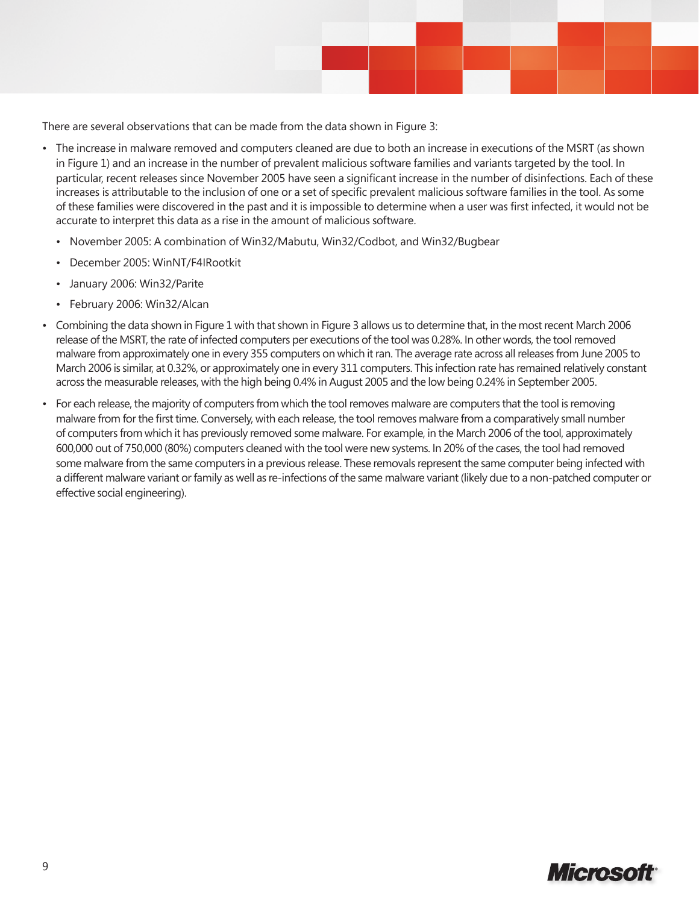There are several observations that can be made from the data shown in Figure 3:

- The increase in malware removed and computers cleaned are due to both an increase in executions of the MSRT (as shown in Figure 1) and an increase in the number of prevalent malicious software families and variants targeted by the tool. In particular, recent releases since November 2005 have seen a significant increase in the number of disinfections. Each of these increases is attributable to the inclusion of one or a set of specific prevalent malicious software families in the tool. As some of these families were discovered in the past and it is impossible to determine when a user was first infected, it would not be accurate to interpret this data as a rise in the amount of malicious software.
  - November 2005: A combination of Win32/Mabutu, Win32/Codbot, and Win32/Bugbear
  - December 2005: WinNT/F4IRootkit
  - January 2006: Win32/Parite
  - February 2006: Win32/Alcan
- Combining the data shown in Figure 1 with that shown in Figure 3 allows us to determine that, in the most recent March 2006 release of the MSRT, the rate of infected computers per executions of the tool was 0.28%. In other words, the tool removed malware from approximately one in every 355 computers on which it ran. The average rate across all releases from June 2005 to March 2006 is similar, at 0.32%, or approximately one in every 311 computers. This infection rate has remained relatively constant across the measurable releases, with the high being 0.4% in August 2005 and the low being 0.24% in September 2005.
- For each release, the majority of computers from which the tool removes malware are computers that the tool is removing malware from for the first time. Conversely, with each release, the tool removes malware from a comparatively small number of computers from which it has previously removed some malware. For example, in the March 2006 of the tool, approximately 600,000 out of 750,000 (80%) computers cleaned with the tool were new systems. In 20% of the cases, the tool had removed some malware from the same computers in a previous release. These removals represent the same computer being infected with a different malware variant or family as well as re-infections of the same malware variant (likely due to a non-patched computer or effective social engineering).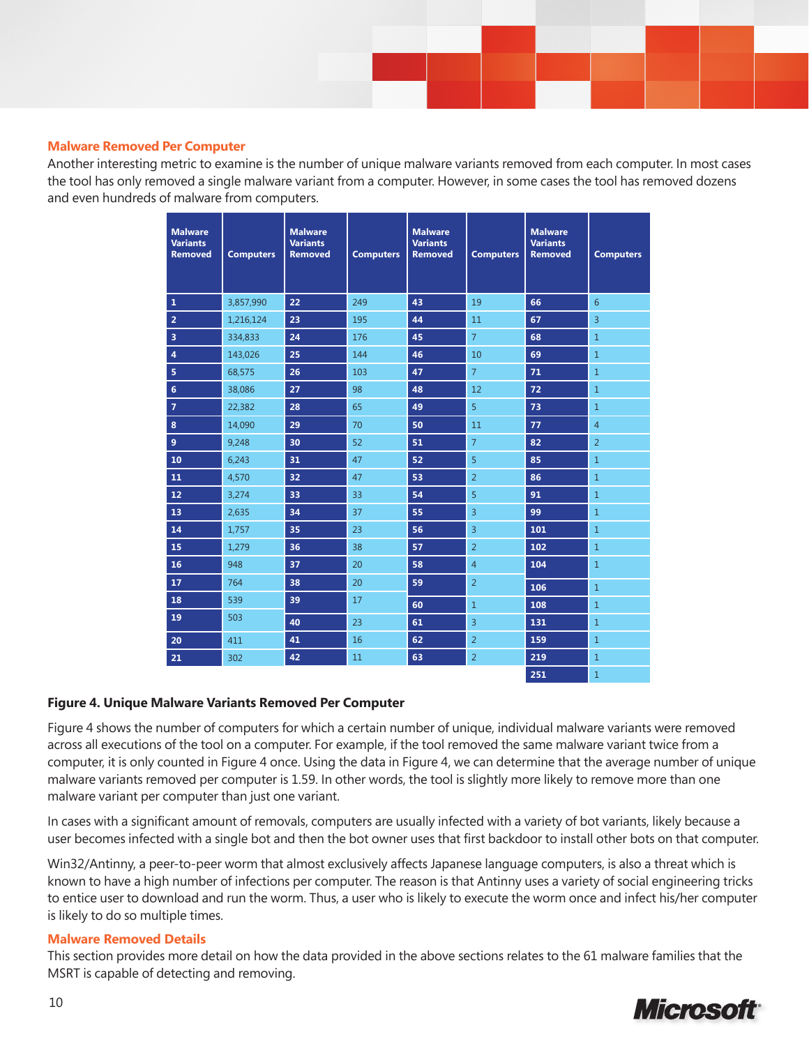## Malware Removed Per Computer

Another interesting metric to examine is the number of unique malware variants removed from each computer. In most cases the tool has only removed a single malware variant from a computer. However, in some cases the tool has removed dozens and even hundreds of malware from computers.

| Malware Variants Removed | Computers | Malware Variants Removed | Computers | Malware Variants Removed | Computers | Malware Variants Removed | Computers |
|---|---|---|---|---|---|---|---|
| 1 | 3,857,990 | 22 | 249 | 43 | 19 | 66 | 6 |
| 2 | 1,216,124 | 23 | 195 | 44 | 11 | 67 | 3 |
| 3 | 334,833 | 24 | 176 | 45 | 7 | 68 | 1 |
| 4 | 143,026 | 25 | 144 | 46 | 10 | 69 | 1 |
| 5 | 68,575 | 26 | 103 | 47 | 7 | 71 | 1 |
| 6 | 38,086 | 27 | 98 | 48 | 12 | 72 | 1 |
| 7 | 22,382 | 28 | 65 | 49 | 5 | 73 | 1 |
| 8 | 14,090 | 29 | 70 | 50 | 11 | 77 | 4 |
| 9 | 9,248 | 30 | 52 | 51 | 7 | 82 | 2 |
| 10 | 6,243 | 31 | 47 | 52 | 5 | 85 | 1 |
| 11 | 4,570 | 32 | 47 | 53 | 2 | 86 | 1 |
| 12 | 3,274 | 33 | 33 | 54 | 5 | 91 | 1 |
| 13 | 2,635 | 34 | 37 | 55 | 3 | 99 | 1 |
| 14 | 1,757 | 35 | 23 | 56 | 3 | 101 | 1 |
| 15 | 1,279 | 36 | 38 | 57 | 2 | 102 | 1 |
| 16 | 948 | 37 | 20 | 58 | 4 | 104 | 1 |
| 17 | 764 | 38 | 20 | 59 | 2 | 106 | 1 |
| 18 | 539 | 39 | 17 | 60 | 1 | 108 | 1 |
| 19 | 503 | 40 | 23 | 61 | 3 | 131 | 1 |
| 20 | 411 | 41 | 16 | 62 | 2 | 159 | 1 |
| 21 | 302 | 42 | 11 | 63 | 2 | 219 | 1 |
| | | | | | | 251 | 1 |

**Figure 4. Unique Malware Variants Removed Per Computer**

Figure 4 shows the number of computers for which a certain number of unique, individual malware variants were removed across all executions of the tool on a computer. For example, if the tool removed the same malware variant twice from a computer, it is only counted in Figure 4 once. Using the data in Figure 4, we can determine that the average number of unique malware variants removed per computer is 1.59. In other words, the tool is slightly more likely to remove more than one malware variant per computer than just one variant.

In cases with a significant amount of removals, computers are usually infected with a variety of bot variants, likely because a user becomes infected with a single bot and then the bot owner uses that first backdoor to install other bots on that computer.

Win32/Antinny, a peer-to-peer worm that almost exclusively affects Japanese language computers, is also a threat which is known to have a high number of infections per computer. The reason is that Antinny uses a variety of social engineering tricks to entice user to download and run the worm. Thus, a user who is likely to execute the worm once and infect his/her computer is likely to do so multiple times.

## Malware Removed Details

This section provides more detail on how the data provided in the above sections relates to the 61 malware families that the MSRT is capable of detecting and removing.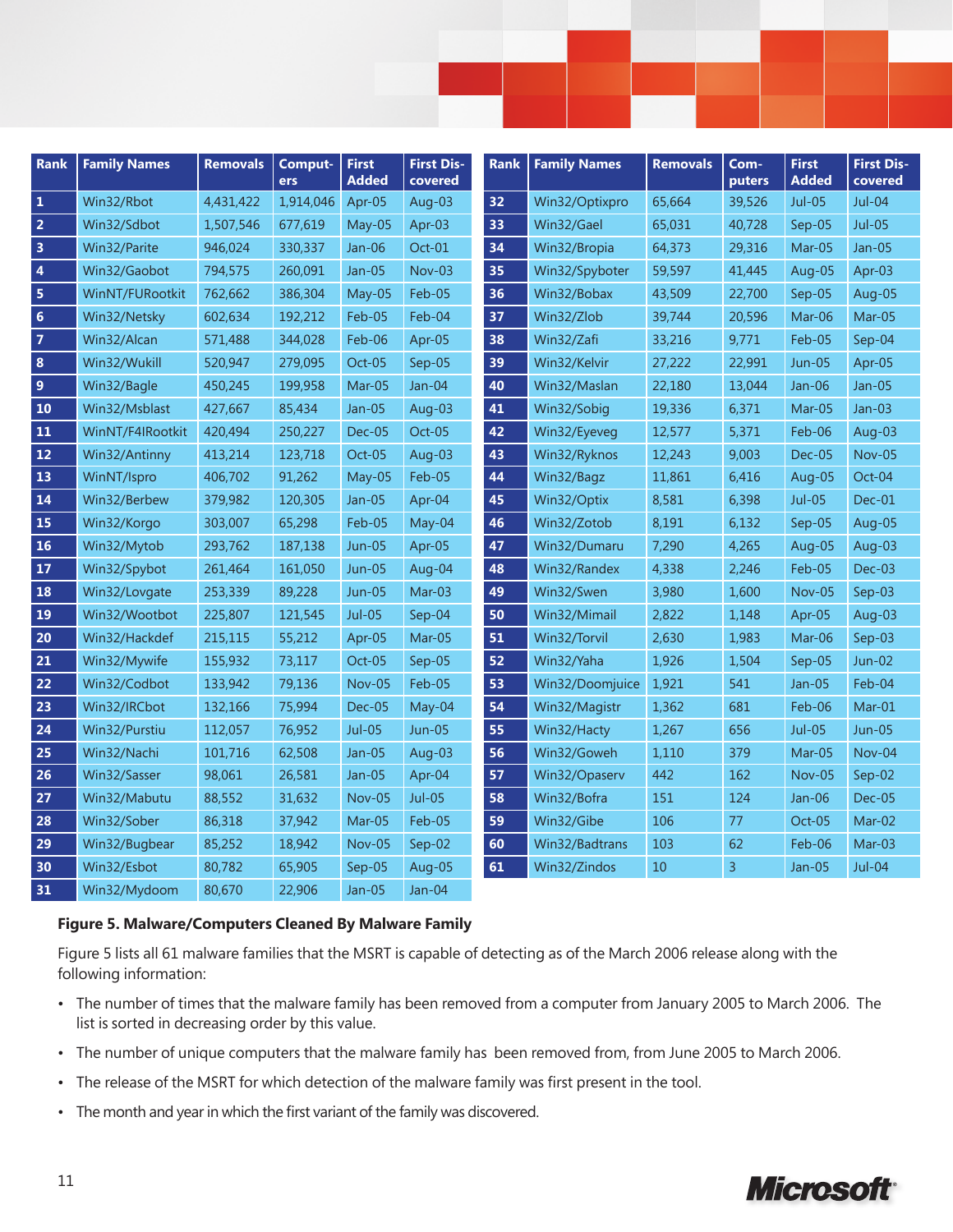| Rank | Family Names | Removals | Computers | First Added | First Discovered |
|---|---|---|---|---|---|
| 1 | Win32/Rbot | 4,431,422 | 1,914,046 | Apr-05 | Aug-03 |
| 2 | Win32/Sdbot | 1,507,546 | 677,619 | May-05 | Apr-03 |
| 3 | Win32/Parite | 946,024 | 330,337 | Jan-06 | Oct-01 |
| 4 | Win32/Gaobot | 794,575 | 260,091 | Jan-05 | Nov-03 |
| 5 | WinNT/FURootkit | 762,662 | 386,304 | May-05 | Feb-05 |
| 6 | Win32/Netsky | 602,634 | 192,212 | Feb-05 | Feb-04 |
| 7 | Win32/Alcan | 571,488 | 344,028 | Feb-06 | Apr-05 |
| 8 | Win32/Wukill | 520,947 | 279,095 | Oct-05 | Sep-05 |
| 9 | Win32/Bagle | 450,245 | 199,958 | Mar-05 | Jan-04 |
| 10 | Win32/Msblast | 427,667 | 85,434 | Jan-05 | Aug-03 |
| 11 | WinNT/F4IRootkit | 420,494 | 250,227 | Dec-05 | Oct-05 |
| 12 | Win32/Antinny | 413,214 | 123,718 | Oct-05 | Aug-03 |
| 13 | WinNT/Ispro | 406,702 | 91,262 | May-05 | Feb-05 |
| 14 | Win32/Berbew | 379,982 | 120,305 | Jan-05 | Apr-04 |
| 15 | Win32/Korgo | 303,007 | 65,298 | Feb-05 | May-04 |
| 16 | Win32/Mytob | 293,762 | 187,138 | Jun-05 | Apr-05 |
| 17 | Win32/Spybot | 261,464 | 161,050 | Jun-05 | Aug-04 |
| 18 | Win32/Lovgate | 253,339 | 89,228 | Jun-05 | Mar-03 |
| 19 | Win32/Wootbot | 225,807 | 121,545 | Jul-05 | Sep-04 |
| 20 | Win32/Hackdef | 215,115 | 55,212 | Apr-05 | Mar-05 |
| 21 | Win32/Mywife | 155,932 | 73,117 | Oct-05 | Sep-05 |
| 22 | Win32/Codbot | 133,942 | 79,136 | Nov-05 | Feb-05 |
| 23 | Win32/IRCbot | 132,166 | 75,994 | Dec-05 | May-04 |
| 24 | Win32/Purstiu | 112,057 | 76,952 | Jul-05 | Jun-05 |
| 25 | Win32/Nachi | 101,716 | 62,508 | Jan-05 | Aug-03 |
| 26 | Win32/Sasser | 98,061 | 26,581 | Jan-05 | Apr-04 |
| 27 | Win32/Mabutu | 88,552 | 31,632 | Nov-05 | Jul-05 |
| 28 | Win32/Sober | 86,318 | 37,942 | Mar-05 | Feb-05 |
| 29 | Win32/Bugbear | 85,252 | 18,942 | Nov-05 | Sep-02 |
| 30 | Win32/Esbot | 80,782 | 65,905 | Sep-05 | Aug-05 |
| 31 | Win32/Mydoom | 80,670 | 22,906 | Jan-05 | Jan-04 |
| 32 | Win32/Optixpro | 65,664 | 39,526 | Jul-05 | Jul-04 |
| 33 | Win32/Gael | 65,031 | 40,728 | Sep-05 | Jul-05 |
| 34 | Win32/Bropia | 64,373 | 29,316 | Mar-05 | Jan-05 |
| 35 | Win32/Spyboter | 59,597 | 41,445 | Aug-05 | Apr-03 |
| 36 | Win32/Bobax | 43,509 | 22,700 | Sep-05 | Aug-05 |
| 37 | Win32/Zlob | 39,744 | 20,596 | Mar-06 | Mar-05 |
| 38 | Win32/Zafi | 33,216 | 9,771 | Feb-05 | Sep-04 |
| 39 | Win32/Kelvir | 27,222 | 22,991 | Jun-05 | Apr-05 |
| 40 | Win32/Maslan | 22,180 | 13,044 | Jan-06 | Jan-05 |
| 41 | Win32/Sobig | 19,336 | 6,371 | Mar-05 | Jan-03 |
| 42 | Win32/Eyeveg | 12,577 | 5,371 | Feb-06 | Aug-03 |
| 43 | Win32/Ryknos | 12,243 | 9,003 | Dec-05 | Nov-05 |
| 44 | Win32/Bagz | 11,861 | 6,416 | Aug-05 | Oct-04 |
| 45 | Win32/Optix | 8,581 | 6,398 | Jul-05 | Dec-01 |
| 46 | Win32/Zotob | 8,191 | 6,132 | Sep-05 | Aug-05 |
| 47 | Win32/Dumaru | 7,290 | 4,265 | Aug-05 | Aug-03 |
| 48 | Win32/Randex | 4,338 | 2,246 | Feb-05 | Dec-03 |
| 49 | Win32/Swen | 3,980 | 1,600 | Nov-05 | Sep-03 |
| 50 | Win32/Mimail | 2,822 | 1,148 | Apr-05 | Aug-03 |
| 51 | Win32/Torvil | 2,630 | 1,983 | Mar-06 | Sep-03 |
| 52 | Win32/Yaha | 1,926 | 1,504 | Sep-05 | Jun-02 |
| 53 | Win32/Doomjuice | 1,921 | 541 | Jan-05 | Feb-04 |
| 54 | Win32/Magistr | 1,362 | 681 | Feb-06 | Mar-01 |
| 55 | Win32/Hacty | 1,267 | 656 | Jul-05 | Jun-05 |
| 56 | Win32/Goweh | 1,110 | 379 | Mar-05 | Nov-04 |
| 57 | Win32/Opaserv | 442 | 162 | Nov-05 | Sep-02 |
| 58 | Win32/Bofra | 151 | 124 | Jan-06 | Dec-05 |
| 59 | Win32/Gibe | 106 | 77 | Oct-05 | Mar-02 |
| 60 | Win32/Badtrans | 103 | 62 | Feb-06 | Mar-03 |
| 61 | Win32/Zindos | 10 | 3 | Jan-05 | Jul-04 |

**Figure 5. Malware/Computers Cleaned By Malware Family**

Figure 5 lists all 61 malware families that the MSRT is capable of detecting as of the March 2006 release along with the following information:

- The number of times that the malware family has been removed from a computer from January 2005 to March 2006. The list is sorted in decreasing order by this value.
- The number of unique computers that the malware family has been removed from, from June 2005 to March 2006.
- The release of the MSRT for which detection of the malware family was first present in the tool.
- The month and year in which the first variant of the family was discovered.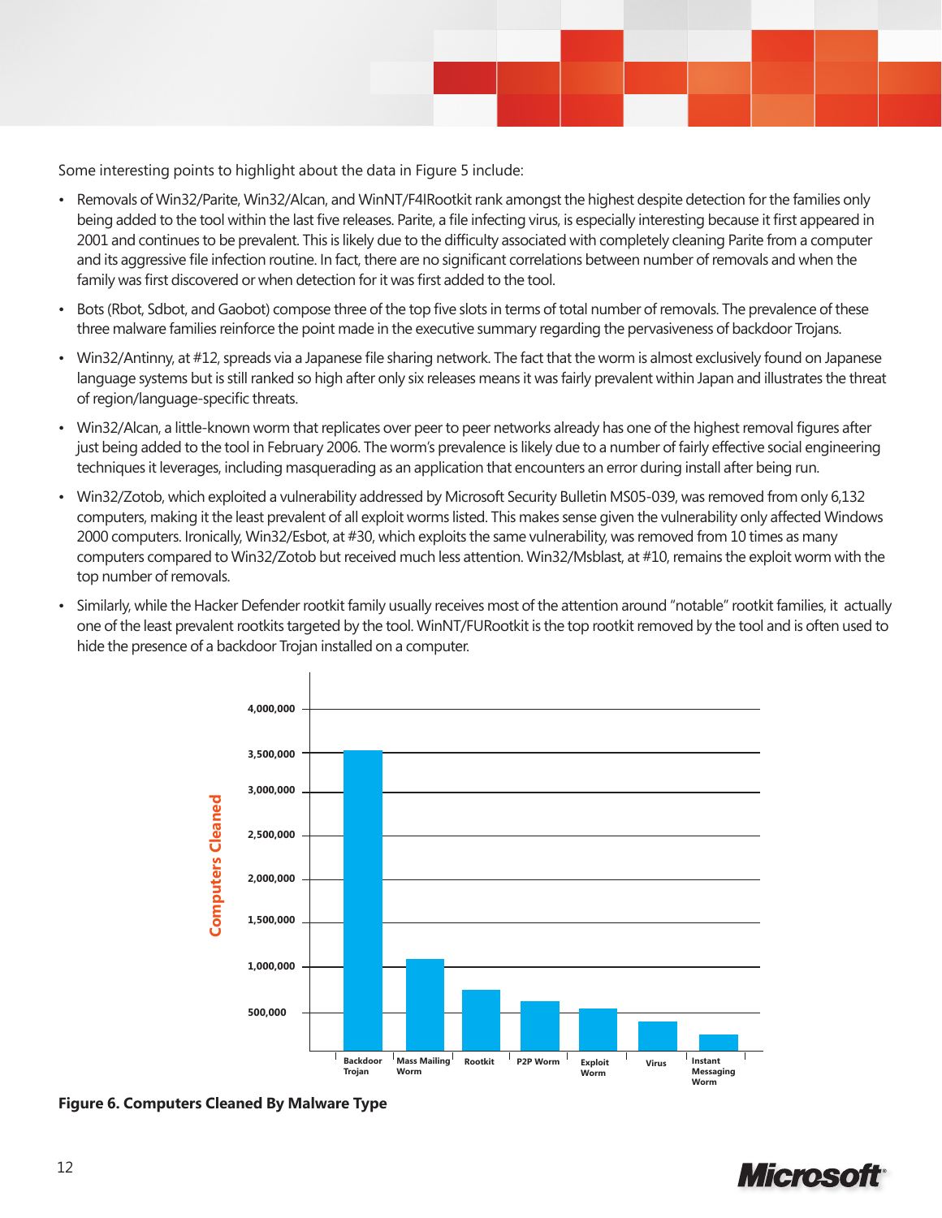Some interesting points to highlight about the data in Figure 5 include:

- Removals of Win32/Parite, Win32/Alcan, and WinNT/F4IRootkit rank amongst the highest despite detection for the families only being added to the tool within the last five releases. Parite, a file infecting virus, is especially interesting because it first appeared in 2001 and continues to be prevalent. This is likely due to the difficulty associated with completely cleaning Parite from a computer and its aggressive file infection routine. In fact, there are no significant correlations between number of removals and when the family was first discovered or when detection for it was first added to the tool.
- Bots (Rbot, Sdbot, and Gaobot) compose three of the top five slots in terms of total number of removals. The prevalence of these three malware families reinforce the point made in the executive summary regarding the pervasiveness of backdoor Trojans.
- Win32/Antinny, at #12, spreads via a Japanese file sharing network. The fact that the worm is almost exclusively found on Japanese language systems but is still ranked so high after only six releases means it was fairly prevalent within Japan and illustrates the threat of region/language-specific threats.
- Win32/Alcan, a little-known worm that replicates over peer to peer networks already has one of the highest removal figures after just being added to the tool in February 2006. The worm's prevalence is likely due to a number of fairly effective social engineering techniques it leverages, including masquerading as an application that encounters an error during install after being run.
- Win32/Zotob, which exploited a vulnerability addressed by Microsoft Security Bulletin MS05-039, was removed from only 6,132 computers, making it the least prevalent of all exploit worms listed. This makes sense given the vulnerability only affected Windows 2000 computers. Ironically, Win32/Esbot, at #30, which exploits the same vulnerability, was removed from 10 times as many computers compared to Win32/Zotob but received much less attention. Win32/Msblast, at #10, remains the exploit worm with the top number of removals.
- Similarly, while the Hacker Defender rootkit family usually receives most of the attention around "notable" rootkit families, it actually one of the least prevalent rootkits targeted by the tool. WinNT/FURootkit is the top rootkit removed by the tool and is often used to hide the presence of a backdoor Trojan installed on a computer.

**Figure 6. Computers Cleaned By Malware Type**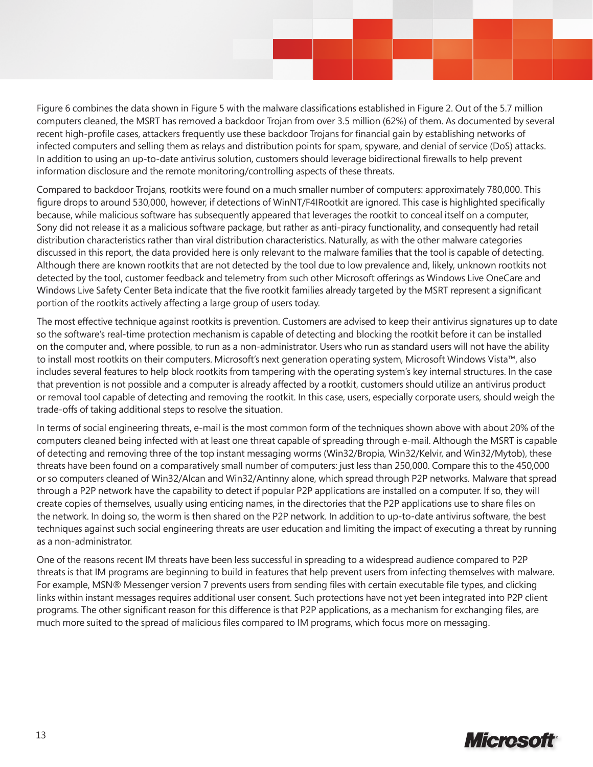Figure 6 combines the data shown in Figure 5 with the malware classifications established in Figure 2. Out of the 5.7 million computers cleaned, the MSRT has removed a backdoor Trojan from over 3.5 million (62%) of them. As documented by several recent high-profile cases, attackers frequently use these backdoor Trojans for financial gain by establishing networks of infected computers and selling them as relays and distribution points for spam, spyware, and denial of service (DoS) attacks. In addition to using an up-to-date antivirus solution, customers should leverage bidirectional firewalls to help prevent information disclosure and the remote monitoring/controlling aspects of these threats.

Compared to backdoor Trojans, rootkits were found on a much smaller number of computers: approximately 780,000. This figure drops to around 530,000, however, if detections of WinNT/F4IRootkit are ignored. This case is highlighted specifically because, while malicious software has subsequently appeared that leverages the rootkit to conceal itself on a computer, Sony did not release it as a malicious software package, but rather as anti-piracy functionality, and consequently had retail distribution characteristics rather than viral distribution characteristics. Naturally, as with the other malware categories discussed in this report, the data provided here is only relevant to the malware families that the tool is capable of detecting. Although there are known rootkits that are not detected by the tool due to low prevalence and, likely, unknown rootkits not detected by the tool, customer feedback and telemetry from such other Microsoft offerings as Windows Live OneCare and Windows Live Safety Center Beta indicate that the five rootkit families already targeted by the MSRT represent a significant portion of the rootkits actively affecting a large group of users today.

The most effective technique against rootkits is prevention. Customers are advised to keep their antivirus signatures up to date so the software's real-time protection mechanism is capable of detecting and blocking the rootkit before it can be installed on the computer and, where possible, to run as a non-administrator. Users who run as standard users will not have the ability to install most rootkits on their computers. Microsoft's next generation operating system, Microsoft Windows Vista™, also includes several features to help block rootkits from tampering with the operating system's key internal structures. In the case that prevention is not possible and a computer is already affected by a rootkit, customers should utilize an antivirus product or removal tool capable of detecting and removing the rootkit. In this case, users, especially corporate users, should weigh the trade-offs of taking additional steps to resolve the situation.

In terms of social engineering threats, e-mail is the most common form of the techniques shown above with about 20% of the computers cleaned being infected with at least one threat capable of spreading through e-mail. Although the MSRT is capable of detecting and removing three of the top instant messaging worms (Win32/Bropia, Win32/Kelvir, and Win32/Mytob), these threats have been found on a comparatively small number of computers: just less than 250,000. Compare this to the 450,000 or so computers cleaned of Win32/Alcan and Win32/Antinny alone, which spread through P2P networks. Malware that spread through a P2P network have the capability to detect if popular P2P applications are installed on a computer. If so, they will create copies of themselves, usually using enticing names, in the directories that the P2P applications use to share files on the network. In doing so, the worm is then shared on the P2P network. In addition to up-to-date antivirus software, the best techniques against such social engineering threats are user education and limiting the impact of executing a threat by running as a non-administrator.

One of the reasons recent IM threats have been less successful in spreading to a widespread audience compared to P2P threats is that IM programs are beginning to build in features that help prevent users from infecting themselves with malware. For example, MSN® Messenger version 7 prevents users from sending files with certain executable file types, and clicking links within instant messages requires additional user consent. Such protections have not yet been integrated into P2P client programs. The other significant reason for this difference is that P2P applications, as a mechanism for exchanging files, are much more suited to the spread of malicious files compared to IM programs, which focus more on messaging.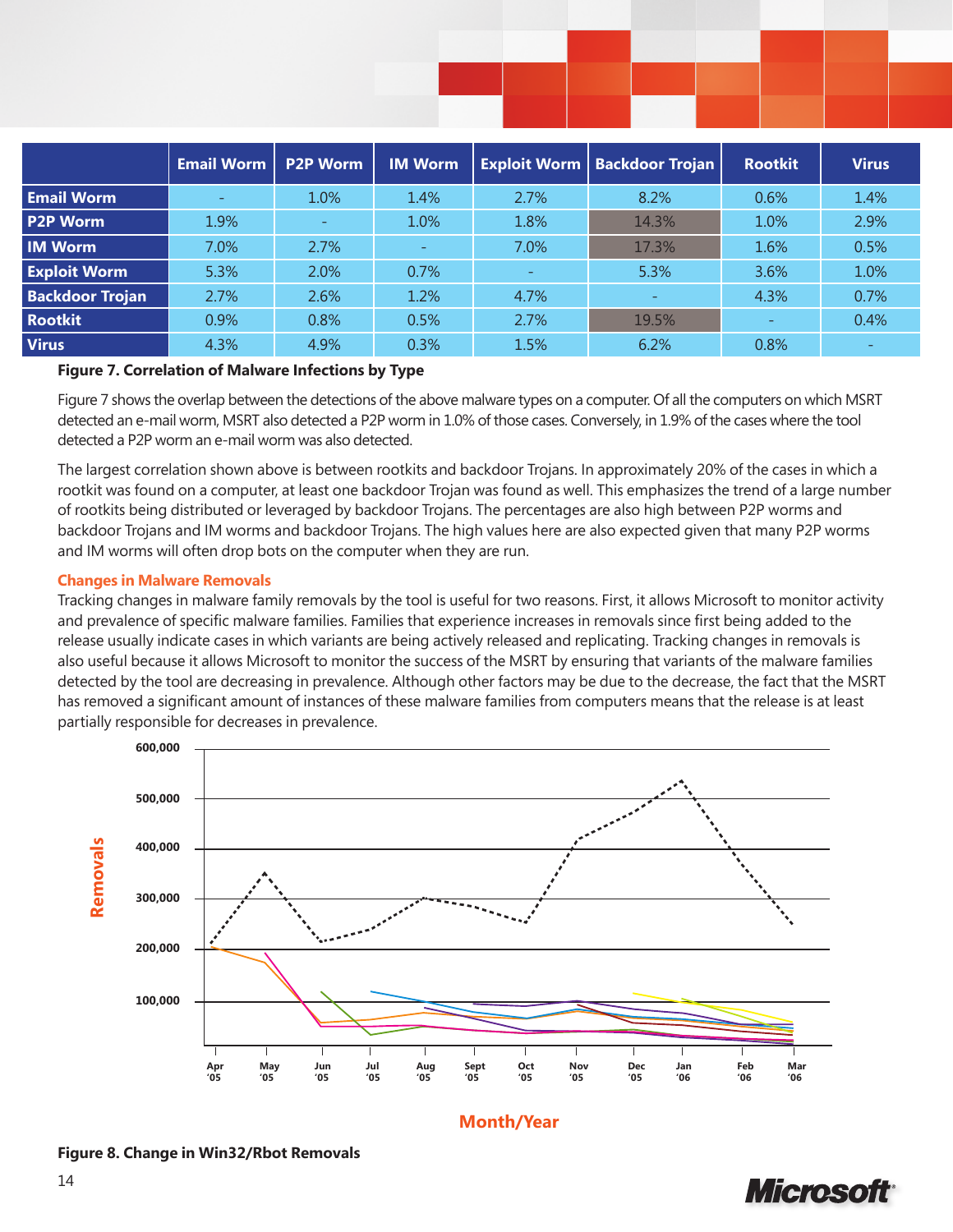| | Email Worm | P2P Worm | IM Worm | Exploit Worm | Backdoor Trojan | Rootkit | Virus |
|---|---|---|---|---|---|---|---|
| **Email Worm** | - | 1.0% | 1.4% | 2.7% | 8.2% | 0.6% | 1.4% |
| **P2P Worm** | 1.9% | - | 1.0% | 1.8% | 14.3% | 1.0% | 2.9% |
| **IM Worm** | 7.0% | 2.7% | - | 7.0% | 17.3% | 1.6% | 0.5% |
| **Exploit Worm** | 5.3% | 2.0% | 0.7% | - | 5.3% | 3.6% | 1.0% |
| **Backdoor Trojan** | 2.7% | 2.6% | 1.2% | 4.7% | - | 4.3% | 0.7% |
| **Rootkit** | 0.9% | 0.8% | 0.5% | 2.7% | 19.5% | - | 0.4% |
| **Virus** | 4.3% | 4.9% | 0.3% | 1.5% | 6.2% | 0.8% | - |

**Figure 7. Correlation of Malware Infections by Type**

Figure 7 shows the overlap between the detections of the above malware types on a computer. Of all the computers on which MSRT detected an e-mail worm, MSRT also detected a P2P worm in 1.0% of those cases. Conversely, in 1.9% of the cases where the tool detected a P2P worm an e-mail worm was also detected.

The largest correlation shown above is between rootkits and backdoor Trojans. In approximately 20% of the cases in which a rootkit was found on a computer, at least one backdoor Trojan was found as well. This emphasizes the trend of a large number of rootkits being distributed or leveraged by backdoor Trojans. The percentages are also high between P2P worms and backdoor Trojans and IM worms and backdoor Trojans. The high values here are also expected given that many P2P worms and IM worms will often drop bots on the computer when they are run.

### Changes in Malware Removals

Tracking changes in malware family removals by the tool is useful for two reasons. First, it allows Microsoft to monitor activity and prevalence of specific malware families. Families that experience increases in removals since first being added to the release usually indicate cases in which variants are being actively released and replicating. Tracking changes in removals is also useful because it allows Microsoft to monitor the success of the MSRT by ensuring that variants of the malware families detected by the tool are decreasing in prevalence. Although other factors may be due to the decrease, the fact that the MSRT has removed a significant amount of instances of these malware families from computers means that the release is at least partially responsible for decreases in prevalence.

**Figure 8. Change in Win32/Rbot Removals**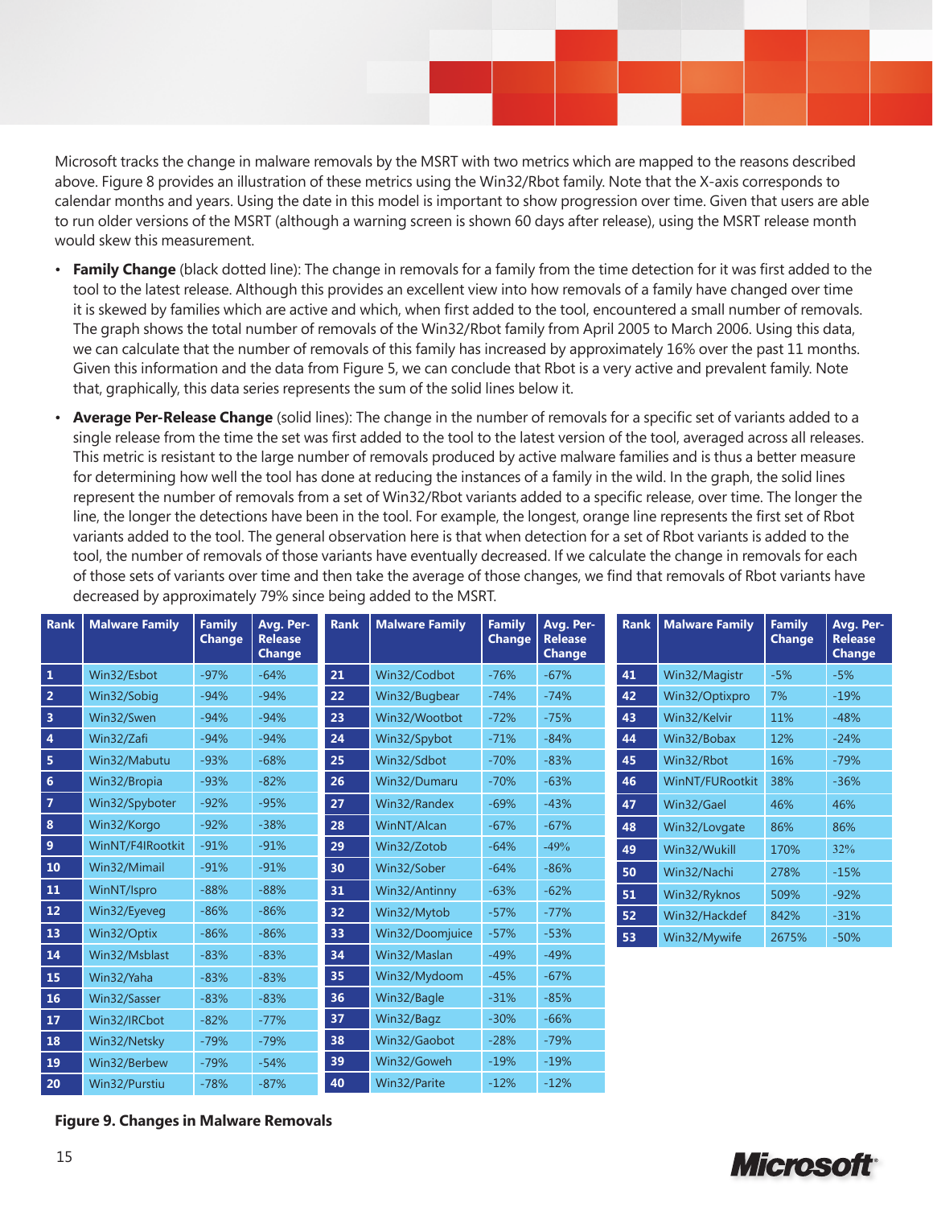Microsoft tracks the change in malware removals by the MSRT with two metrics which are mapped to the reasons described above. Figure 8 provides an illustration of these metrics using the Win32/Rbot family. Note that the X-axis corresponds to calendar months and years. Using the date in this model is important to show progression over time. Given that users are able to run older versions of the MSRT (although a warning screen is shown 60 days after release), using the MSRT release month would skew this measurement.

- **Family Change** (black dotted line): The change in removals for a family from the time detection for it was first added to the tool to the latest release. Although this provides an excellent view into how removals of a family have changed over time it is skewed by families which are active and which, when first added to the tool, encountered a small number of removals. The graph shows the total number of removals of the Win32/Rbot family from April 2005 to March 2006. Using this data, we can calculate that the number of removals of this family has increased by approximately 16% over the past 11 months. Given this information and the data from Figure 5, we can conclude that Rbot is a very active and prevalent family. Note that, graphically, this data series represents the sum of the solid lines below it.
- **Average Per-Release Change** (solid lines): The change in the number of removals for a specific set of variants added to a single release from the time the set was first added to the tool to the latest version of the tool, averaged across all releases. This metric is resistant to the large number of removals produced by active malware families and is thus a better measure for determining how well the tool has done at reducing the instances of a family in the wild. In the graph, the solid lines represent the number of removals from a set of Win32/Rbot variants added to a specific release, over time. The longer the line, the longer the detections have been in the tool. For example, the longest, orange line represents the first set of Rbot variants added to the tool. The general observation here is that when detection for a set of Rbot variants is added to the tool, the number of removals of those variants have eventually decreased. If we calculate the change in removals for each of those sets of variants over time and then take the average of those changes, we find that removals of Rbot variants have decreased by approximately 79% since being added to the MSRT.

| Rank | Malware Family | Family Change | Avg. Per-Release Change |
|---|---|---|---|
| 1 | Win32/Esbot | -97% | -64% |
| 2 | Win32/Sobig | -94% | -94% |
| 3 | Win32/Swen | -94% | -94% |
| 4 | Win32/Zafi | -94% | -94% |
| 5 | Win32/Mabutu | -93% | -68% |
| 6 | Win32/Bropia | -93% | -82% |
| 7 | Win32/Spyboter | -92% | -95% |
| 8 | Win32/Korgo | -92% | -38% |
| 9 | WinNT/F4IRootkit | -91% | -91% |
| 10 | Win32/Mimail | -91% | -91% |
| 11 | WinNT/Ispro | -88% | -88% |
| 12 | Win32/Eyeveg | -86% | -86% |
| 13 | Win32/Optix | -86% | -86% |
| 14 | Win32/Msblast | -83% | -83% |
| 15 | Win32/Yaha | -83% | -83% |
| 16 | Win32/Sasser | -83% | -83% |
| 17 | Win32/IRCbot | -82% | -77% |
| 18 | Win32/Netsky | -79% | -79% |
| 19 | Win32/Berbew | -79% | -54% |
| 20 | Win32/Purstiu | -78% | -87% |
| 21 | Win32/Codbot | -76% | -67% |
| 22 | Win32/Bugbear | -74% | -74% |
| 23 | Win32/Wootbot | -72% | -75% |
| 24 | Win32/Spybot | -71% | -84% |
| 25 | Win32/Sdbot | -70% | -83% |
| 26 | Win32/Dumaru | -70% | -63% |
| 27 | Win32/Randex | -69% | -43% |
| 28 | WinNT/Alcan | -67% | -67% |
| 29 | Win32/Zotob | -64% | -49% |
| 30 | Win32/Sober | -64% | -86% |
| 31 | Win32/Antinny | -63% | -62% |
| 32 | Win32/Mytob | -57% | -77% |
| 33 | Win32/Doomjuice | -57% | -53% |
| 34 | Win32/Maslan | -49% | -49% |
| 35 | Win32/Mydoom | -45% | -67% |
| 36 | Win32/Bagle | -31% | -85% |
| 37 | Win32/Bagz | -30% | -66% |
| 38 | Win32/Gaobot | -28% | -79% |
| 39 | Win32/Goweh | -19% | -19% |
| 40 | Win32/Parite | -12% | -12% |
| 41 | Win32/Magistr | -5% | -5% |
| 42 | Win32/Optixpro | 7% | -19% |
| 43 | Win32/Kelvir | 11% | -48% |
| 44 | Win32/Bobax | 12% | -24% |
| 45 | Win32/Rbot | 16% | -79% |
| 46 | WinNT/FURootkit | 38% | -36% |
| 47 | Win32/Gael | 46% | 46% |
| 48 | Win32/Lovgate | 86% | 86% |
| 49 | Win32/Wukill | 170% | 32% |
| 50 | Win32/Nachi | 278% | -15% |
| 51 | Win32/Ryknos | 509% | -92% |
| 52 | Win32/Hackdef | 842% | -31% |
| 53 | Win32/Mywife | 2675% | -50% |

**Figure 9. Changes in Malware Removals**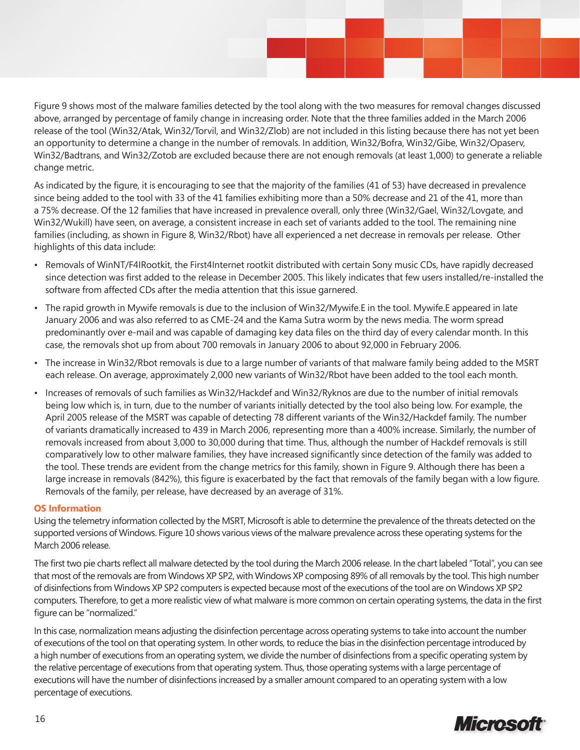Figure 9 shows most of the malware families detected by the tool along with the two measures for removal changes discussed above, arranged by percentage of family change in increasing order. Note that the three families added in the March 2006 release of the tool (Win32/Atak, Win32/Torvil, and Win32/Zlob) are not included in this listing because there has not yet been an opportunity to determine a change in the number of removals. In addition, Win32/Bofra, Win32/Gibe, Win32/Opaserv, Win32/Badtrans, and Win32/Zotob are excluded because there are not enough removals (at least 1,000) to generate a reliable change metric.

As indicated by the figure, it is encouraging to see that the majority of the families (41 of 53) have decreased in prevalence since being added to the tool with 33 of the 41 families exhibiting more than a 50% decrease and 21 of the 41, more than a 75% decrease. Of the 12 families that have increased in prevalence overall, only three (Win32/Gael, Win32/Lovgate, and Win32/Wukill) have seen, on average, a consistent increase in each set of variants added to the tool. The remaining nine families (including, as shown in Figure 8, Win32/Rbot) have all experienced a net decrease in removals per release. Other highlights of this data include:

- Removals of WinNT/F4IRootkit, the First4Internet rootkit distributed with certain Sony music CDs, have rapidly decreased since detection was first added to the release in December 2005. This likely indicates that few users installed/re-installed the software from affected CDs after the media attention that this issue garnered.
- The rapid growth in Mywife removals is due to the inclusion of Win32/Mywife.E in the tool. Mywife.E appeared in late January 2006 and was also referred to as CME-24 and the Kama Sutra worm by the news media. The worm spread predominantly over e-mail and was capable of damaging key data files on the third day of every calendar month. In this case, the removals shot up from about 700 removals in January 2006 to about 92,000 in February 2006.
- The increase in Win32/Rbot removals is due to a large number of variants of that malware family being added to the MSRT each release. On average, approximately 2,000 new variants of Win32/Rbot have been added to the tool each month.
- Increases of removals of such families as Win32/Hackdef and Win32/Ryknos are due to the number of initial removals being low which is, in turn, due to the number of variants initially detected by the tool also being low. For example, the April 2005 release of the MSRT was capable of detecting 78 different variants of the Win32/Hackdef family. The number of variants dramatically increased to 439 in March 2006, representing more than a 400% increase. Similarly, the number of removals increased from about 3,000 to 30,000 during that time. Thus, although the number of Hackdef removals is still comparatively low to other malware families, they have increased significantly since detection of the family was added to the tool. These trends are evident from the change metrics for this family, shown in Figure 9. Although there has been a large increase in removals (842%), this figure is exacerbated by the fact that removals of the family began with a low figure. Removals of the family, per release, have decreased by an average of 31%.

### OS Information

Using the telemetry information collected by the MSRT, Microsoft is able to determine the prevalence of the threats detected on the supported versions of Windows. Figure 10 shows various views of the malware prevalence across these operating systems for the March 2006 release.

The first two pie charts reflect all malware detected by the tool during the March 2006 release. In the chart labeled "Total", you can see that most of the removals are from Windows XP SP2, with Windows XP composing 89% of all removals by the tool. This high number of disinfections from Windows XP SP2 computers is expected because most of the executions of the tool are on Windows XP SP2 computers. Therefore, to get a more realistic view of what malware is more common on certain operating systems, the data in the first figure can be "normalized."

In this case, normalization means adjusting the disinfection percentage across operating systems to take into account the number of executions of the tool on that operating system. In other words, to reduce the bias in the disinfection percentage introduced by a high number of executions from an operating system, we divide the number of disinfections from a specific operating system by the relative percentage of executions from that operating system. Thus, those operating systems with a large percentage of executions will have the number of disinfections increased by a smaller amount compared to an operating system with a low percentage of executions.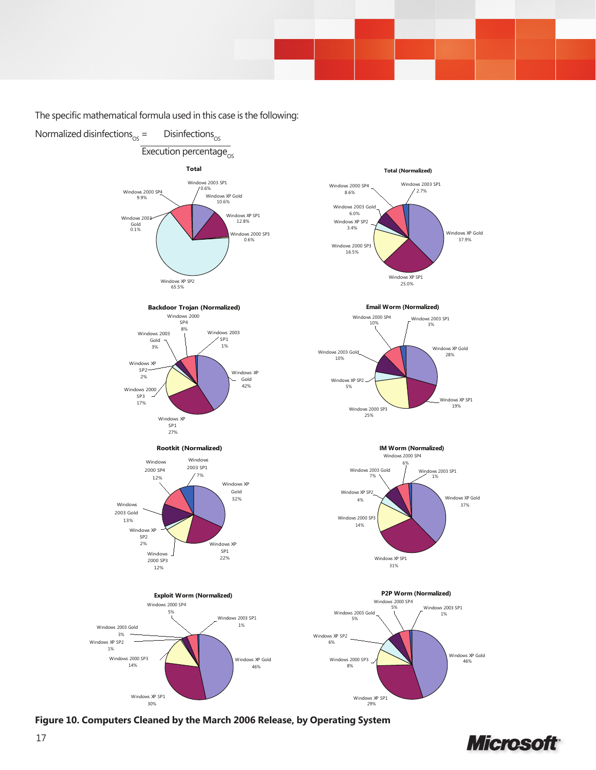The specific mathematical formula used in this case is the following:

$$\text{Normalized disinfections}_{OS} = \frac{\text{Disinfections}_{OS}}{\text{Execution percentage}_{OS}}$$

**Total**

| Operating System | Percentage |
| --- | --- |
| Windows 2003 SP1 | 0.6% |
| Windows XP Gold | 10.6% |
| Windows XP SP1 | 12.8% |
| Windows 2000 SP3 | 0.6% |
| Windows XP SP2 | 65.5% |
| Windows 2003 Gold | 0.1% |
| Windows 2000 SP4 | 9.9% |

**Total (Normalized)**

| Operating System | Percentage |
| --- | --- |
| Windows 2003 SP1 | 2.7% |
| Windows XP Gold | 37.9% |
| Windows XP SP1 | 25.0% |
| Windows 2000 SP3 | 16.5% |
| Windows XP SP2 | 3.4% |
| Windows 2003 Gold | 6.0% |
| Windows 2000 SP4 | 8.6% |

**Backdoor Trojan (Normalized)**

| Operating System | Percentage |
| --- | --- |
| Windows 2003 SP1 | 1% |
| Windows XP Gold | 42% |
| Windows XP SP1 | 27% |
| Windows 2000 SP3 | 17% |
| Windows XP SP2 | 2% |
| Windows 2003 Gold | 3% |
| Windows 2000 SP4 | 8% |

**Email Worm (Normalized)**

| Operating System | Percentage |
| --- | --- |
| Windows 2003 SP1 | 3% |
| Windows XP Gold | 28% |
| Windows XP SP1 | 19% |
| Windows 2000 SP3 | 25% |
| Windows XP SP2 | 5% |
| Windows 2003 Gold | 10% |
| Windows 2000 SP4 | 10% |

**Rootkit (Normalized)**

| Operating System | Percentage |
| --- | --- |
| Windows 2003 SP1 | 7% |
| Windows XP Gold | 32% |
| Windows XP SP1 | 22% |
| Windows 2000 SP3 | 12% |
| Windows XP SP2 | 2% |
| Windows 2003 Gold | 13% |
| Windows 2000 SP4 | 12% |

**IM Worm (Normalized)**

| Operating System | Percentage |
| --- | --- |
| Windows 2003 SP1 | 1% |
| Windows XP Gold | 37% |
| Windows XP SP1 | 31% |
| Windows 2000 SP3 | 14% |
| Windows XP SP2 | 4% |
| Windows 2003 Gold | 7% |
| Windows 2000 SP4 | 6% |

**Exploit Worm (Normalized)**

| Operating System | Percentage |
| --- | --- |
| Windows 2003 SP1 | 1% |
| Windows XP Gold | 46% |
| Windows XP SP1 | 30% |
| Windows 2000 SP3 | 14% |
| Windows XP SP2 | 1% |
| Windows 2003 Gold | 3% |
| Windows 2000 SP4 | 5% |

**P2P Worm (Normalized)**

| Operating System | Percentage |
| --- | --- |
| Windows 2003 SP1 | 1% |
| Windows XP Gold | 46% |
| Windows XP SP1 | 29% |
| Windows 2000 SP3 | 8% |
| Windows XP SP2 | 6% |
| Windows 2003 Gold | 5% |
| Windows 2000 SP4 | 5% |

**Figure 10. Computers Cleaned by the March 2006 Release, by Operating System**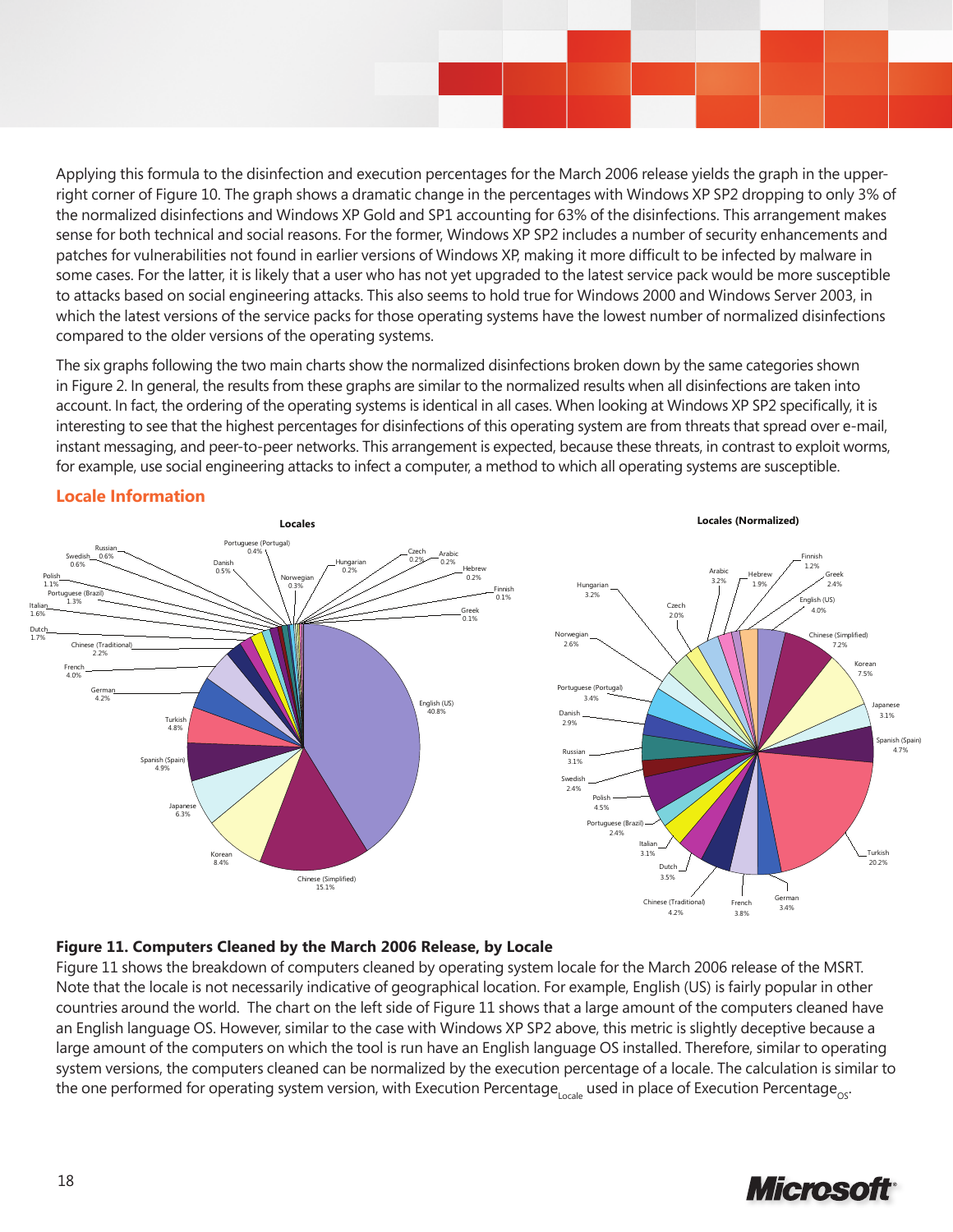Applying this formula to the disinfection and execution percentages for the March 2006 release yields the graph in the upper-right corner of Figure 10. The graph shows a dramatic change in the percentages with Windows XP SP2 dropping to only 3% of the normalized disinfections and Windows XP Gold and SP1 accounting for 63% of the disinfections. This arrangement makes sense for both technical and social reasons. For the former, Windows XP SP2 includes a number of security enhancements and patches for vulnerabilities not found in earlier versions of Windows XP, making it more difficult to be infected by malware in some cases. For the latter, it is likely that a user who has not yet upgraded to the latest service pack would be more susceptible to attacks based on social engineering attacks. This also seems to hold true for Windows 2000 and Windows Server 2003, in which the latest versions of the service packs for those operating systems have the lowest number of normalized disinfections compared to the older versions of the operating systems.

The six graphs following the two main charts show the normalized disinfections broken down by the same categories shown in Figure 2. In general, the results from these graphs are similar to the normalized results when all disinfections are taken into account. In fact, the ordering of the operating systems is identical in all cases. When looking at Windows XP SP2 specifically, it is interesting to see that the highest percentages for disinfections of this operating system are from threats that spread over e-mail, instant messaging, and peer-to-peer networks. This arrangement is expected, because these threats, in contrast to exploit worms, for example, use social engineering attacks to infect a computer, a method to which all operating systems are susceptible.

## Locale Information

**Locales**

| Locale | Percentage |
|---|---|
| English (US) | 40.8% |
| Chinese (Simplified) | 15.1% |
| Korean | 8.4% |
| Japanese | 6.3% |
| Spanish (Spain) | 4.9% |
| Turkish | 4.8% |
| German | 4.2% |
| French | 4.0% |
| Chinese (Traditional) | 2.2% |
| Dutch | 1.7% |
| Italian | 1.6% |
| Portuguese (Brazil) | 1.3% |
| Polish | 1.1% |
| Swedish | 0.6% |
| Russian | 0.6% |
| Danish | 0.5% |
| Portuguese (Portugal) | 0.4% |
| Norwegian | 0.3% |
| Hungarian | 0.2% |
| Czech | 0.2% |
| Arabic | 0.2% |
| Hebrew | 0.2% |
| Finnish | 0.1% |
| Greek | 0.1% |

**Locales (Normalized)**

| Locale | Percentage |
|---|---|
| Turkish | 20.2% |
| Korean | 7.5% |
| Chinese (Simplified) | 7.2% |
| Spanish (Spain) | 4.7% |
| Polish | 4.5% |
| Chinese (Traditional) | 4.2% |
| English (US) | 4.0% |
| French | 3.8% |
| Dutch | 3.5% |
| German | 3.4% |
| Portuguese (Portugal) | 3.4% |
| Hungarian | 3.2% |
| Arabic | 3.2% |
| Japanese | 3.1% |
| Russian | 3.1% |
| Italian | 3.1% |
| Danish | 2.9% |
| Norwegian | 2.6% |
| Swedish | 2.4% |
| Portuguese (Brazil) | 2.4% |
| Greek | 2.4% |
| Czech | 2.0% |
| Hebrew | 1.9% |
| Finnish | 1.2% |

**Figure 11. Computers Cleaned by the March 2006 Release, by Locale**

Figure 11 shows the breakdown of computers cleaned by operating system locale for the March 2006 release of the MSRT. Note that the locale is not necessarily indicative of geographical location. For example, English (US) is fairly popular in other countries around the world. The chart on the left side of Figure 11 shows that a large amount of the computers cleaned have an English language OS. However, similar to the case with Windows XP SP2 above, this metric is slightly deceptive because a large amount of the computers on which the tool is run have an English language OS installed. Therefore, similar to operating system versions, the computers cleaned can be normalized by the execution percentage of a locale. The calculation is similar to the one performed for operating system version, with $\text{Execution Percentage}_{\text{Locale}}$ used in place of $\text{Execution Percentage}_{\text{OS}}$.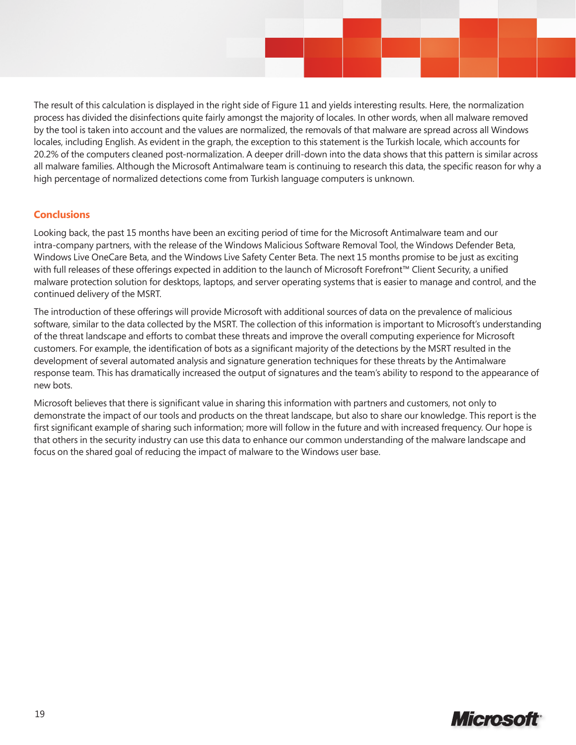The result of this calculation is displayed in the right side of Figure 11 and yields interesting results. Here, the normalization process has divided the disinfections quite fairly amongst the majority of locales. In other words, when all malware removed by the tool is taken into account and the values are normalized, the removals of that malware are spread across all Windows locales, including English. As evident in the graph, the exception to this statement is the Turkish locale, which accounts for 20.2% of the computers cleaned post-normalization. A deeper drill-down into the data shows that this pattern is similar across all malware families. Although the Microsoft Antimalware team is continuing to research this data, the specific reason for why a high percentage of normalized detections come from Turkish language computers is unknown.

## Conclusions

Looking back, the past 15 months have been an exciting period of time for the Microsoft Antimalware team and our intra-company partners, with the release of the Windows Malicious Software Removal Tool, the Windows Defender Beta, Windows Live OneCare Beta, and the Windows Live Safety Center Beta. The next 15 months promise to be just as exciting with full releases of these offerings expected in addition to the launch of Microsoft Forefront™ Client Security, a unified malware protection solution for desktops, laptops, and server operating systems that is easier to manage and control, and the continued delivery of the MSRT.

The introduction of these offerings will provide Microsoft with additional sources of data on the prevalence of malicious software, similar to the data collected by the MSRT. The collection of this information is important to Microsoft's understanding of the threat landscape and efforts to combat these threats and improve the overall computing experience for Microsoft customers. For example, the identification of bots as a significant majority of the detections by the MSRT resulted in the development of several automated analysis and signature generation techniques for these threats by the Antimalware response team. This has dramatically increased the output of signatures and the team's ability to respond to the appearance of new bots.

Microsoft believes that there is significant value in sharing this information with partners and customers, not only to demonstrate the impact of our tools and products on the threat landscape, but also to share our knowledge. This report is the first significant example of sharing such information; more will follow in the future and with increased frequency. Our hope is that others in the security industry can use this data to enhance our common understanding of the malware landscape and focus on the shared goal of reducing the impact of malware to the Windows user base.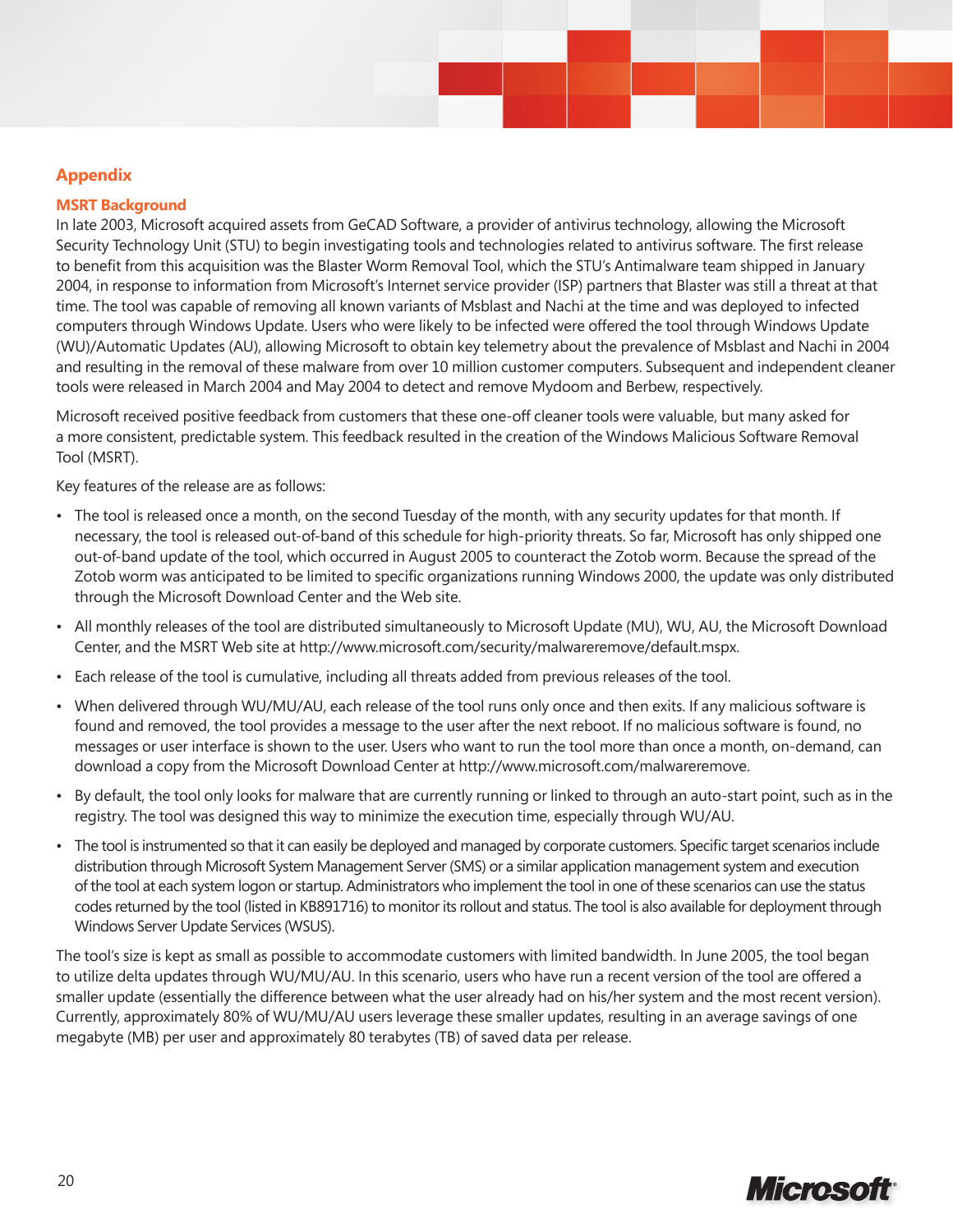## Appendix

### MSRT Background

In late 2003, Microsoft acquired assets from GeCAD Software, a provider of antivirus technology, allowing the Microsoft Security Technology Unit (STU) to begin investigating tools and technologies related to antivirus software. The first release to benefit from this acquisition was the Blaster Worm Removal Tool, which the STU's Antimalware team shipped in January 2004, in response to information from Microsoft's Internet service provider (ISP) partners that Blaster was still a threat at that time. The tool was capable of removing all known variants of Msblast and Nachi at the time and was deployed to infected computers through Windows Update. Users who were likely to be infected were offered the tool through Windows Update (WU)/Automatic Updates (AU), allowing Microsoft to obtain key telemetry about the prevalence of Msblast and Nachi in 2004 and resulting in the removal of these malware from over 10 million customer computers. Subsequent and independent cleaner tools were released in March 2004 and May 2004 to detect and remove Mydoom and Berbew, respectively.

Microsoft received positive feedback from customers that these one-off cleaner tools were valuable, but many asked for a more consistent, predictable system. This feedback resulted in the creation of the Windows Malicious Software Removal Tool (MSRT).

Key features of the release are as follows:

- The tool is released once a month, on the second Tuesday of the month, with any security updates for that month. If necessary, the tool is released out-of-band of this schedule for high-priority threats. So far, Microsoft has only shipped one out-of-band update of the tool, which occurred in August 2005 to counteract the Zotob worm. Because the spread of the Zotob worm was anticipated to be limited to specific organizations running Windows 2000, the update was only distributed through the Microsoft Download Center and the Web site.
- All monthly releases of the tool are distributed simultaneously to Microsoft Update (MU), WU, AU, the Microsoft Download Center, and the MSRT Web site at http://www.microsoft.com/security/malwareremove/default.mspx.
- Each release of the tool is cumulative, including all threats added from previous releases of the tool.
- When delivered through WU/MU/AU, each release of the tool runs only once and then exits. If any malicious software is found and removed, the tool provides a message to the user after the next reboot. If no malicious software is found, no messages or user interface is shown to the user. Users who want to run the tool more than once a month, on-demand, can download a copy from the Microsoft Download Center at http://www.microsoft.com/malwareremove.
- By default, the tool only looks for malware that are currently running or linked to through an auto-start point, such as in the registry. The tool was designed this way to minimize the execution time, especially through WU/AU.
- The tool is instrumented so that it can easily be deployed and managed by corporate customers. Specific target scenarios include distribution through Microsoft System Management Server (SMS) or a similar application management system and execution of the tool at each system logon or startup. Administrators who implement the tool in one of these scenarios can use the status codes returned by the tool (listed in KB891716) to monitor its rollout and status. The tool is also available for deployment through Windows Server Update Services (WSUS).

The tool's size is kept as small as possible to accommodate customers with limited bandwidth. In June 2005, the tool began to utilize delta updates through WU/MU/AU. In this scenario, users who have run a recent version of the tool are offered a smaller update (essentially the difference between what the user already had on his/her system and the most recent version). Currently, approximately 80% of WU/MU/AU users leverage these smaller updates, resulting in an average savings of one megabyte (MB) per user and approximately 80 terabytes (TB) of saved data per release.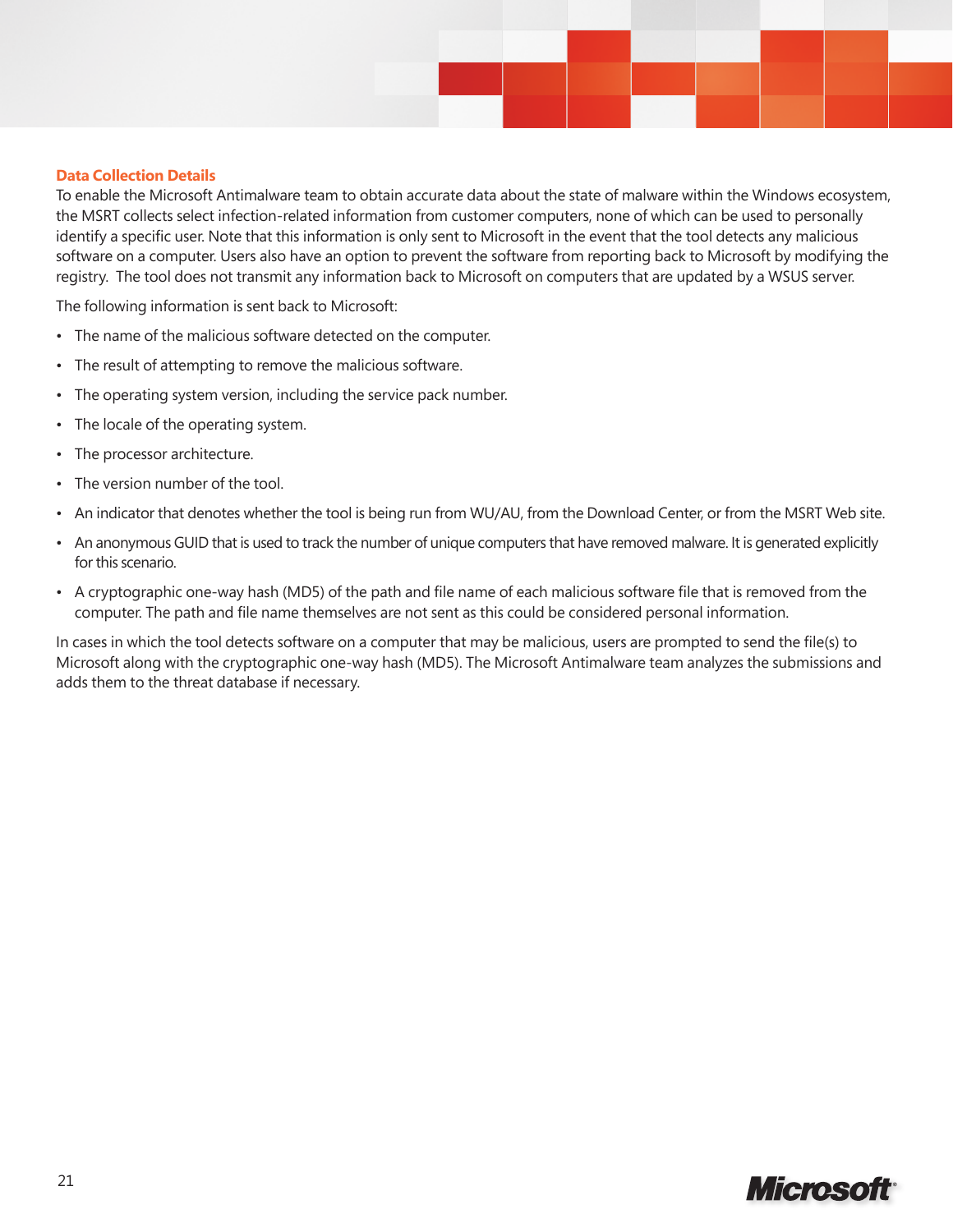### Data Collection Details

To enable the Microsoft Antimalware team to obtain accurate data about the state of malware within the Windows ecosystem, the MSRT collects select infection-related information from customer computers, none of which can be used to personally identify a specific user. Note that this information is only sent to Microsoft in the event that the tool detects any malicious software on a computer. Users also have an option to prevent the software from reporting back to Microsoft by modifying the registry. The tool does not transmit any information back to Microsoft on computers that are updated by a WSUS server.

The following information is sent back to Microsoft:

- The name of the malicious software detected on the computer.
- The result of attempting to remove the malicious software.
- The operating system version, including the service pack number.
- The locale of the operating system.
- The processor architecture.
- The version number of the tool.
- An indicator that denotes whether the tool is being run from WU/AU, from the Download Center, or from the MSRT Web site.
- An anonymous GUID that is used to track the number of unique computers that have removed malware. It is generated explicitly for this scenario.
- A cryptographic one-way hash (MD5) of the path and file name of each malicious software file that is removed from the computer. The path and file name themselves are not sent as this could be considered personal information.

In cases in which the tool detects software on a computer that may be malicious, users are prompted to send the file(s) to Microsoft along with the cryptographic one-way hash (MD5). The Microsoft Antimalware team analyzes the submissions and adds them to the threat database if necessary.